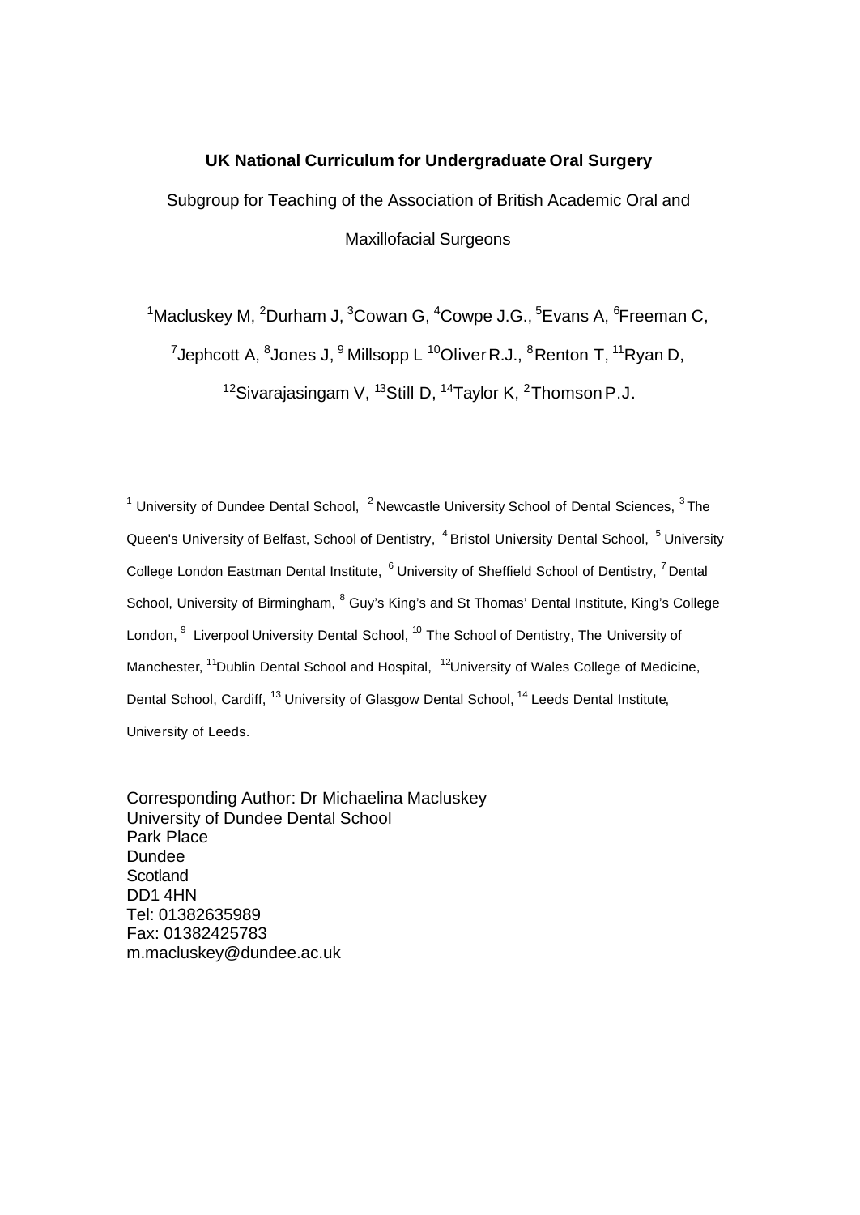**UK National Curriculum for Undergraduate Oral Surgery**

Subgroup for Teaching of the Association of British Academic Oral and Maxillofacial Surgeons

[1]Macluskey M, [2]Durham J, [3]Cowan G, [4]Cowpe J.G., [5]Evans A, [6]Freeman C, [7]Jephcott A, [8]Jones J, [9] Millsopp L [10]Oliver R.J., [8]Renton T, [11]Ryan D, [12]Sivarajasingam V, [13]Still D, [14]Taylor K, [2]Thomson P.J.

[1] University of Dundee Dental School, [2] Newcastle University School of Dental Sciences, [3] The Queen's University of Belfast, School of Dentistry, [4] Bristol University Dental School, [5] University College London Eastman Dental Institute, [6] University of Sheffield School of Dentistry, [7] Dental School, University of Birmingham, [8] Guy's King's and St Thomas' Dental Institute, King's College London, [9] Liverpool University Dental School, [10] The School of Dentistry, The University of Manchester, [11]Dublin Dental School and Hospital, [12]University of Wales College of Medicine, Dental School, Cardiff, [13] University of Glasgow Dental School, [14] Leeds Dental Institute, University of Leeds.

Corresponding Author: Dr Michaelina Macluskey
University of Dundee Dental School
Park Place
Dundee
Scotland
DD1 4HN
Tel: 01382635989
Fax: 01382425783
m.macluskey@dundee.ac.uk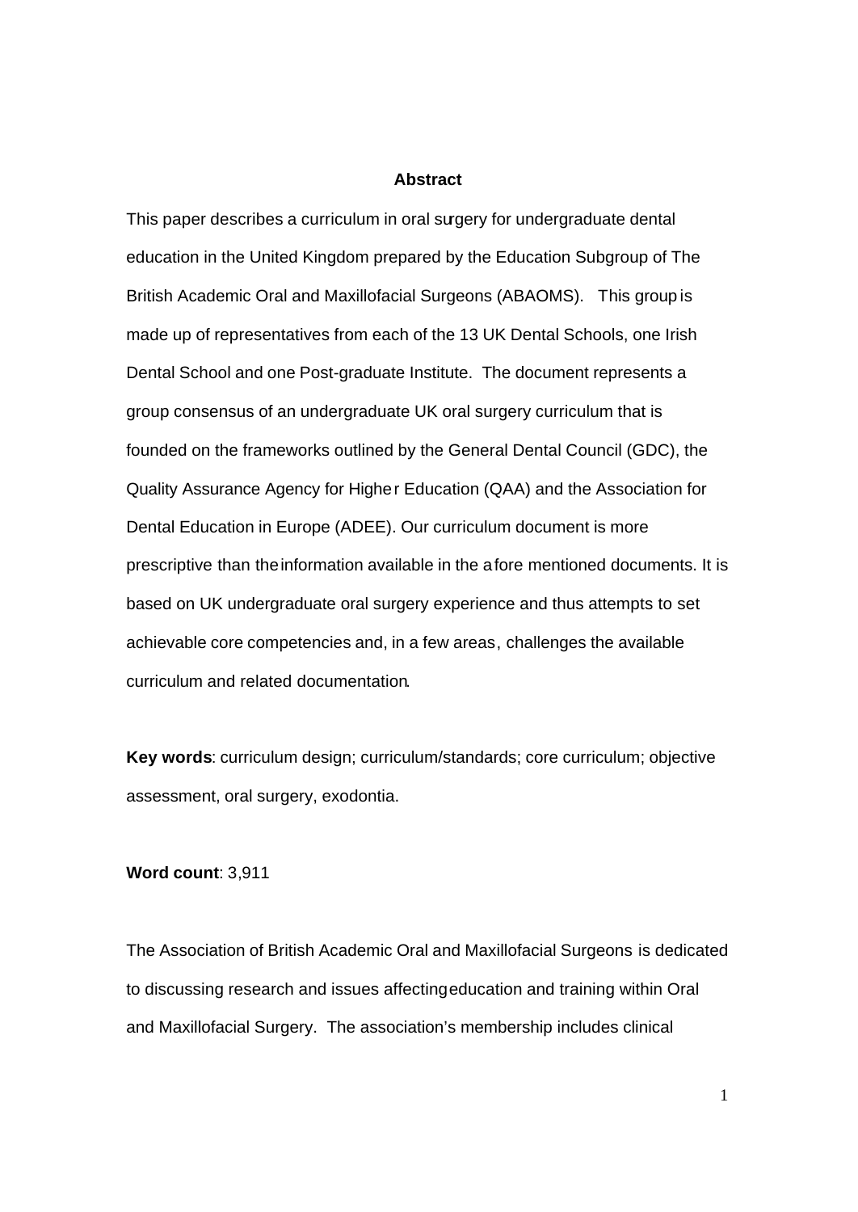## Abstract

This paper describes a curriculum in oral surgery for undergraduate dental education in the United Kingdom prepared by the Education Subgroup of The British Academic Oral and Maxillofacial Surgeons (ABAOMS). This group is made up of representatives from each of the 13 UK Dental Schools, one Irish Dental School and one Post-graduate Institute. The document represents a group consensus of an undergraduate UK oral surgery curriculum that is founded on the frameworks outlined by the General Dental Council (GDC), the Quality Assurance Agency for Higher Education (QAA) and the Association for Dental Education in Europe (ADEE). Our curriculum document is more prescriptive than the information available in the afore mentioned documents. It is based on UK undergraduate oral surgery experience and thus attempts to set achievable core competencies and, in a few areas, challenges the available curriculum and related documentation.

**Key words**: curriculum design; curriculum/standards; core curriculum; objective assessment, oral surgery, exodontia.

**Word count**: 3,911

The Association of British Academic Oral and Maxillofacial Surgeons is dedicated to discussing research and issues affecting education and training within Oral and Maxillofacial Surgery. The association's membership includes clinical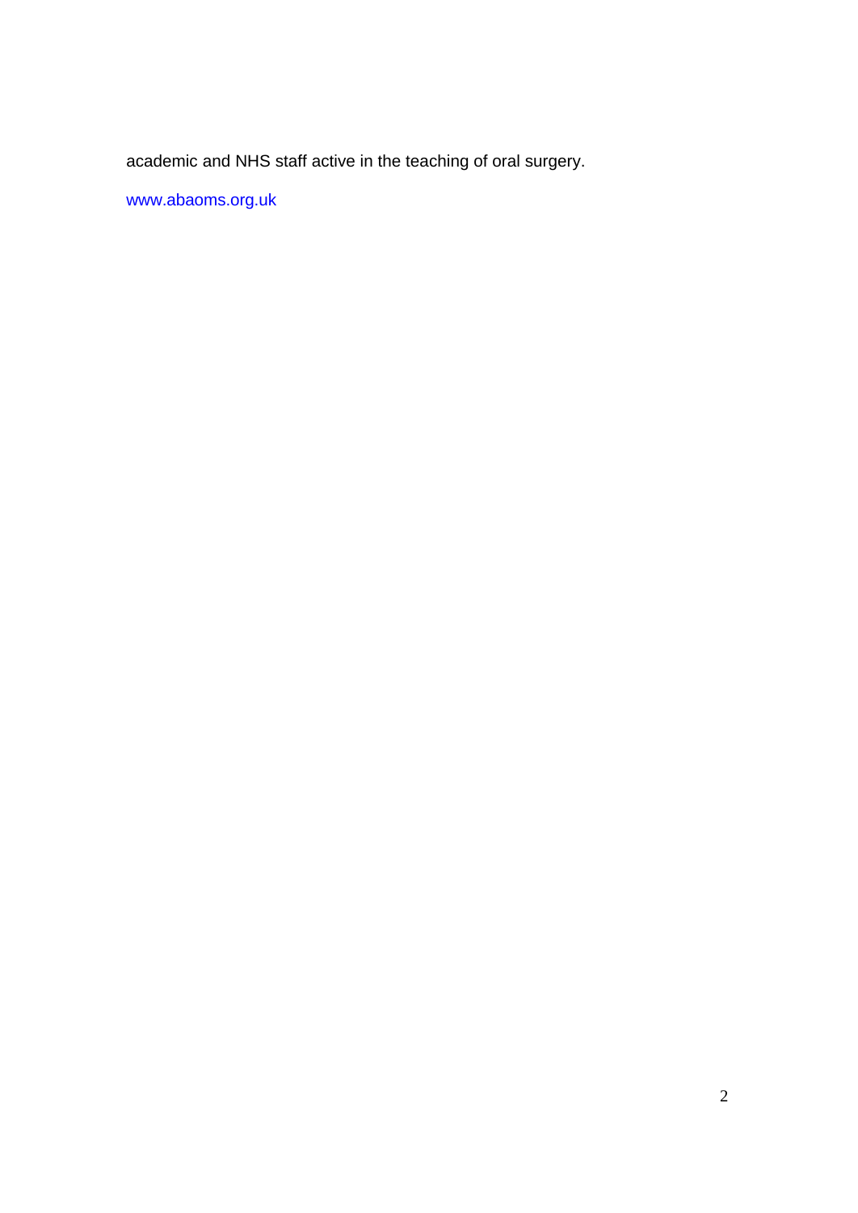academic and NHS staff active in the teaching of oral surgery.

www.abaoms.org.uk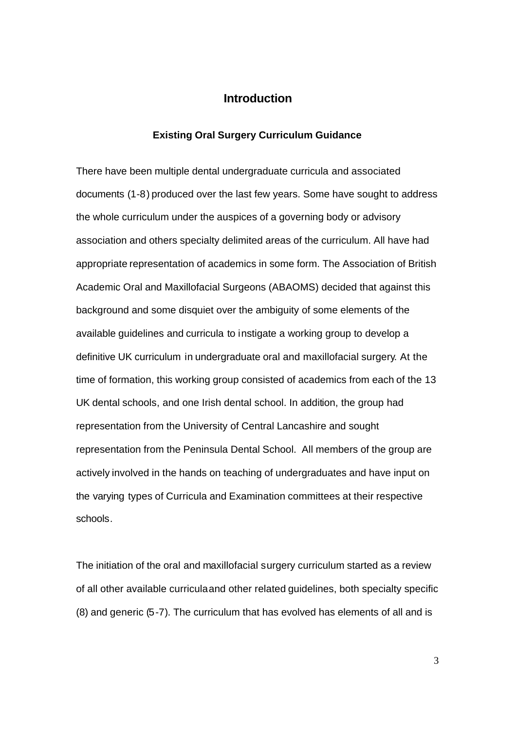# Introduction

### Existing Oral Surgery Curriculum Guidance

There have been multiple dental undergraduate curricula and associated documents (1-8) produced over the last few years. Some have sought to address the whole curriculum under the auspices of a governing body or advisory association and others specialty delimited areas of the curriculum. All have had appropriate representation of academics in some form. The Association of British Academic Oral and Maxillofacial Surgeons (ABAOMS) decided that against this background and some disquiet over the ambiguity of some elements of the available guidelines and curricula to instigate a working group to develop a definitive UK curriculum in undergraduate oral and maxillofacial surgery. At the time of formation, this working group consisted of academics from each of the 13 UK dental schools, and one Irish dental school. In addition, the group had representation from the University of Central Lancashire and sought representation from the Peninsula Dental School. All members of the group are actively involved in the hands on teaching of undergraduates and have input on the varying types of Curricula and Examination committees at their respective schools.

The initiation of the oral and maxillofacial surgery curriculum started as a review of all other available curricula and other related guidelines, both specialty specific (8) and generic (5-7). The curriculum that has evolved has elements of all and is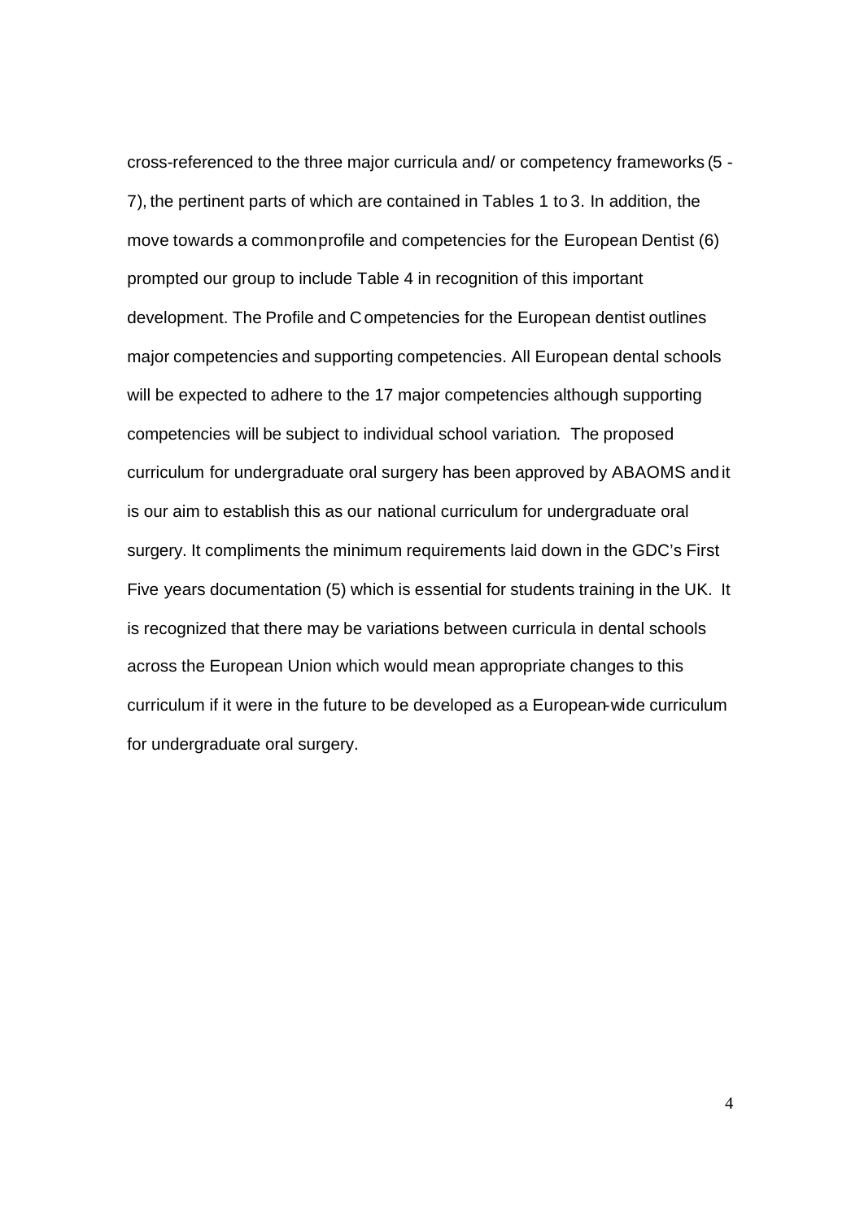cross-referenced to the three major curricula and/ or competency frameworks (5 - 7), the pertinent parts of which are contained in Tables 1 to 3. In addition, the move towards a common profile and competencies for the European Dentist (6) prompted our group to include Table 4 in recognition of this important development. The Profile and Competencies for the European dentist outlines major competencies and supporting competencies. All European dental schools will be expected to adhere to the 17 major competencies although supporting competencies will be subject to individual school variation. The proposed curriculum for undergraduate oral surgery has been approved by ABAOMS and it is our aim to establish this as our national curriculum for undergraduate oral surgery. It compliments the minimum requirements laid down in the GDC's First Five years documentation (5) which is essential for students training in the UK. It is recognized that there may be variations between curricula in dental schools across the European Union which would mean appropriate changes to this curriculum if it were in the future to be developed as a European-wide curriculum for undergraduate oral surgery.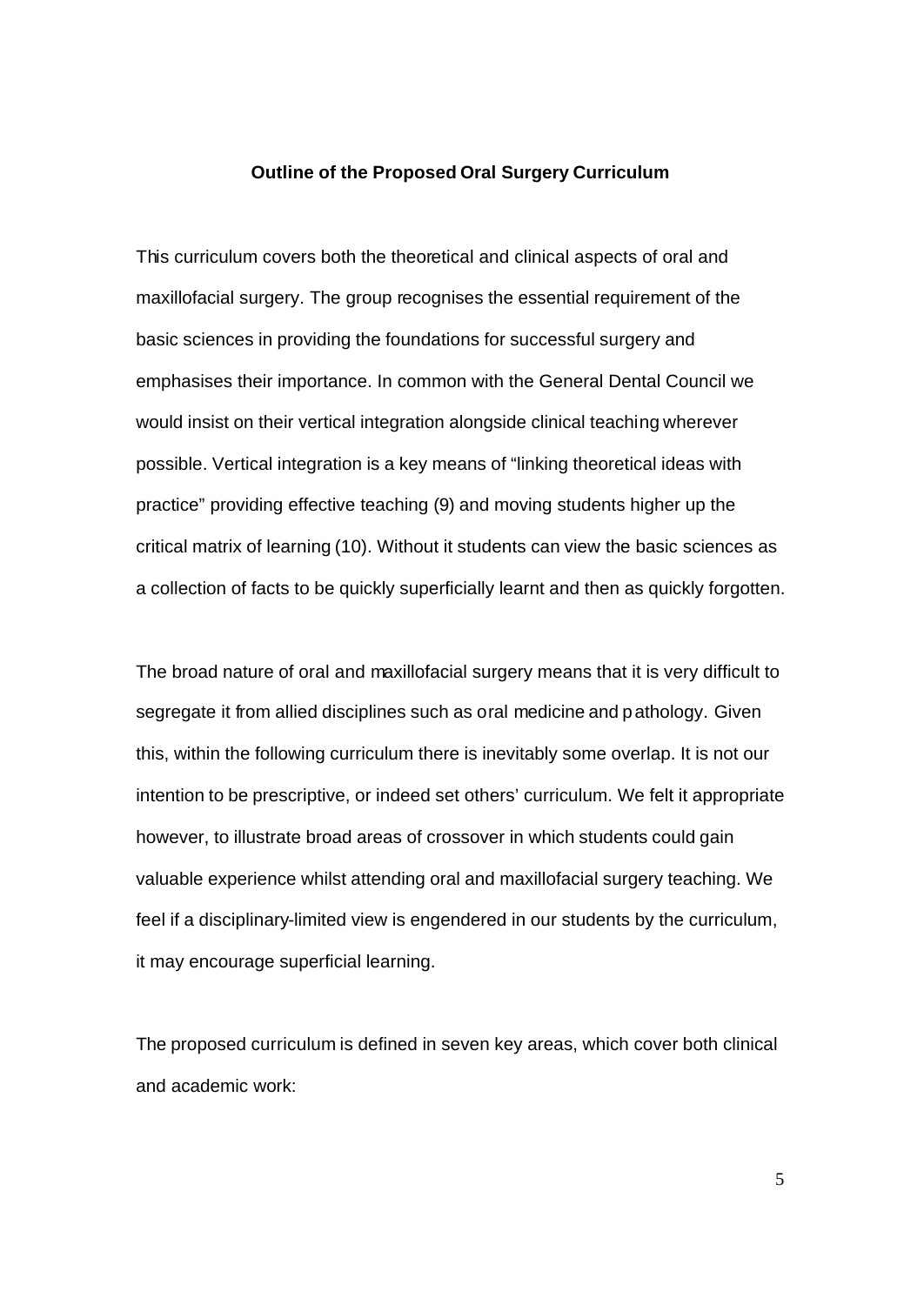## Outline of the Proposed Oral Surgery Curriculum

This curriculum covers both the theoretical and clinical aspects of oral and maxillofacial surgery. The group recognises the essential requirement of the basic sciences in providing the foundations for successful surgery and emphasises their importance. In common with the General Dental Council we would insist on their vertical integration alongside clinical teaching wherever possible. Vertical integration is a key means of "linking theoretical ideas with practice" providing effective teaching (9) and moving students higher up the critical matrix of learning (10). Without it students can view the basic sciences as a collection of facts to be quickly superficially learnt and then as quickly forgotten.

The broad nature of oral and maxillofacial surgery means that it is very difficult to segregate it from allied disciplines such as oral medicine and pathology. Given this, within the following curriculum there is inevitably some overlap. It is not our intention to be prescriptive, or indeed set others' curriculum. We felt it appropriate however, to illustrate broad areas of crossover in which students could gain valuable experience whilst attending oral and maxillofacial surgery teaching. We feel if a disciplinary-limited view is engendered in our students by the curriculum, it may encourage superficial learning.

The proposed curriculum is defined in seven key areas, which cover both clinical and academic work: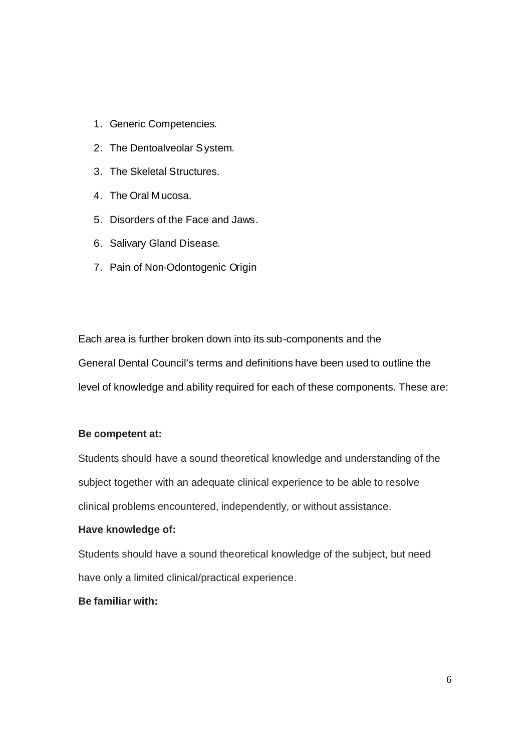1. Generic Competencies.
2. The Dentoalveolar System.
3. The Skeletal Structures.
4. The Oral Mucosa.
5. Disorders of the Face and Jaws.
6. Salivary Gland Disease.
7. Pain of Non-Odontogenic Origin

Each area is further broken down into its sub-components and the General Dental Council's terms and definitions have been used to outline the level of knowledge and ability required for each of these components. These are:

**Be competent at:**

Students should have a sound theoretical knowledge and understanding of the subject together with an adequate clinical experience to be able to resolve clinical problems encountered, independently, or without assistance.

**Have knowledge of:**

Students should have a sound theoretical knowledge of the subject, but need have only a limited clinical/practical experience.

**Be familiar with:**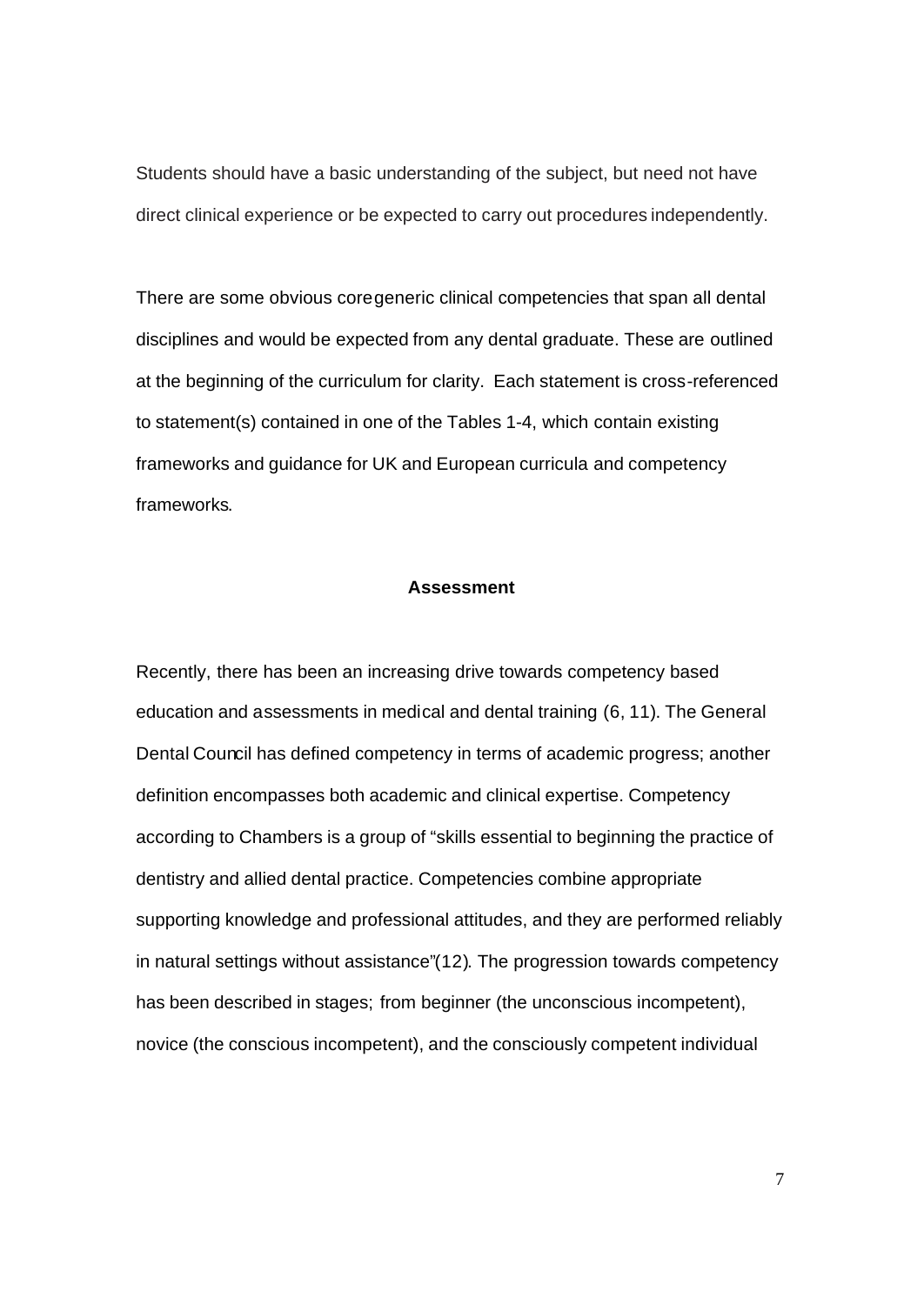Students should have a basic understanding of the subject, but need not have direct clinical experience or be expected to carry out procedures independently.

There are some obvious coregeneric clinical competencies that span all dental disciplines and would be expected from any dental graduate. These are outlined at the beginning of the curriculum for clarity. Each statement is cross-referenced to statement(s) contained in one of the Tables 1-4, which contain existing frameworks and guidance for UK and European curricula and competency frameworks.

## Assessment

Recently, there has been an increasing drive towards competency based education and assessments in medical and dental training (6, 11). The General Dental Council has defined competency in terms of academic progress; another definition encompasses both academic and clinical expertise. Competency according to Chambers is a group of "skills essential to beginning the practice of dentistry and allied dental practice. Competencies combine appropriate supporting knowledge and professional attitudes, and they are performed reliably in natural settings without assistance"(12). The progression towards competency has been described in stages; from beginner (the unconscious incompetent), novice (the conscious incompetent), and the consciously competent individual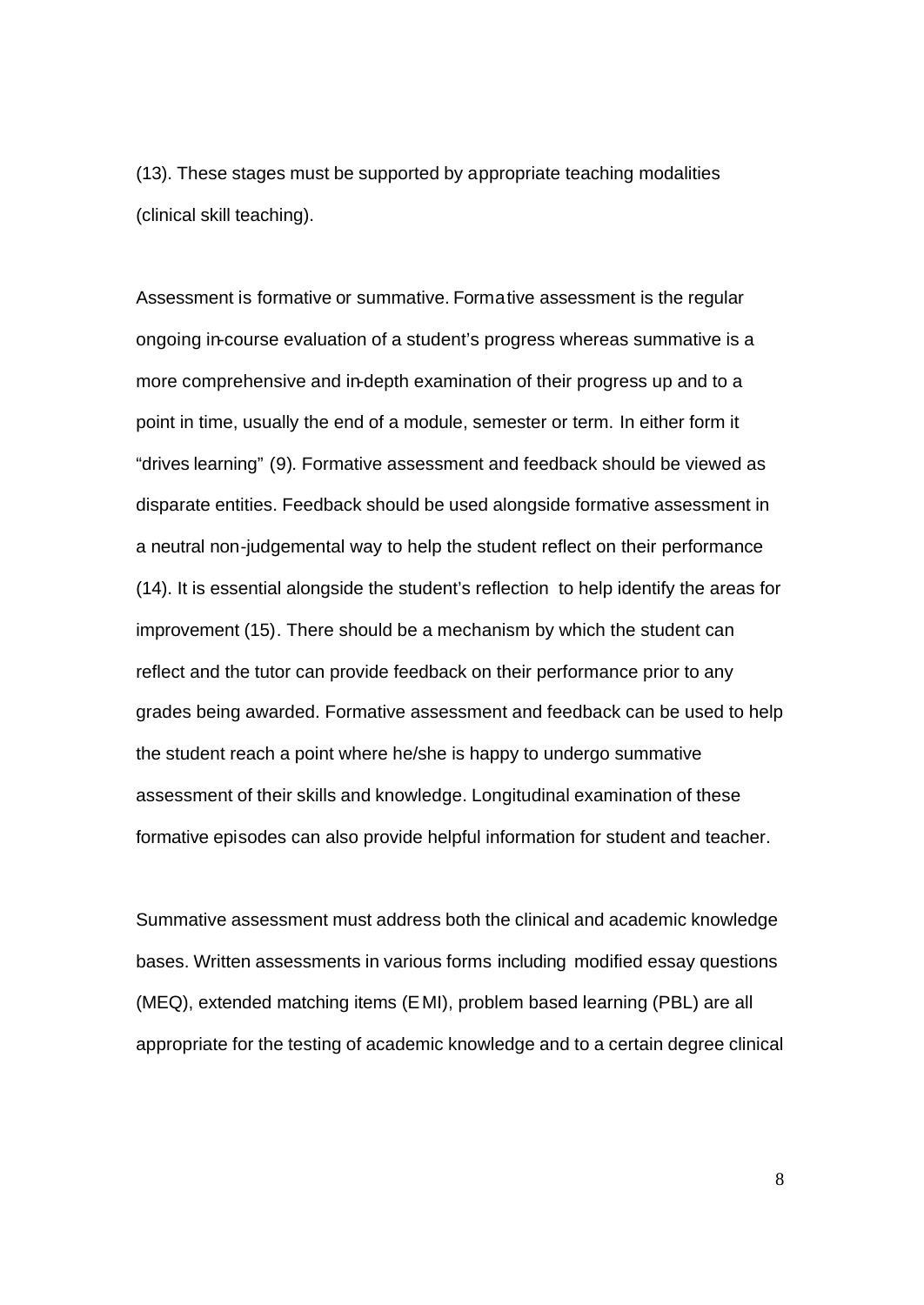(13). These stages must be supported by appropriate teaching modalities (clinical skill teaching).

Assessment is formative or summative. Formative assessment is the regular ongoing in-course evaluation of a student's progress whereas summative is a more comprehensive and in-depth examination of their progress up and to a point in time, usually the end of a module, semester or term. In either form it "drives learning" (9). Formative assessment and feedback should be viewed as disparate entities. Feedback should be used alongside formative assessment in a neutral non-judgemental way to help the student reflect on their performance (14). It is essential alongside the student's reflection to help identify the areas for improvement (15). There should be a mechanism by which the student can reflect and the tutor can provide feedback on their performance prior to any grades being awarded. Formative assessment and feedback can be used to help the student reach a point where he/she is happy to undergo summative assessment of their skills and knowledge. Longitudinal examination of these formative episodes can also provide helpful information for student and teacher.

Summative assessment must address both the clinical and academic knowledge bases. Written assessments in various forms including modified essay questions (MEQ), extended matching items (EMI), problem based learning (PBL) are all appropriate for the testing of academic knowledge and to a certain degree clinical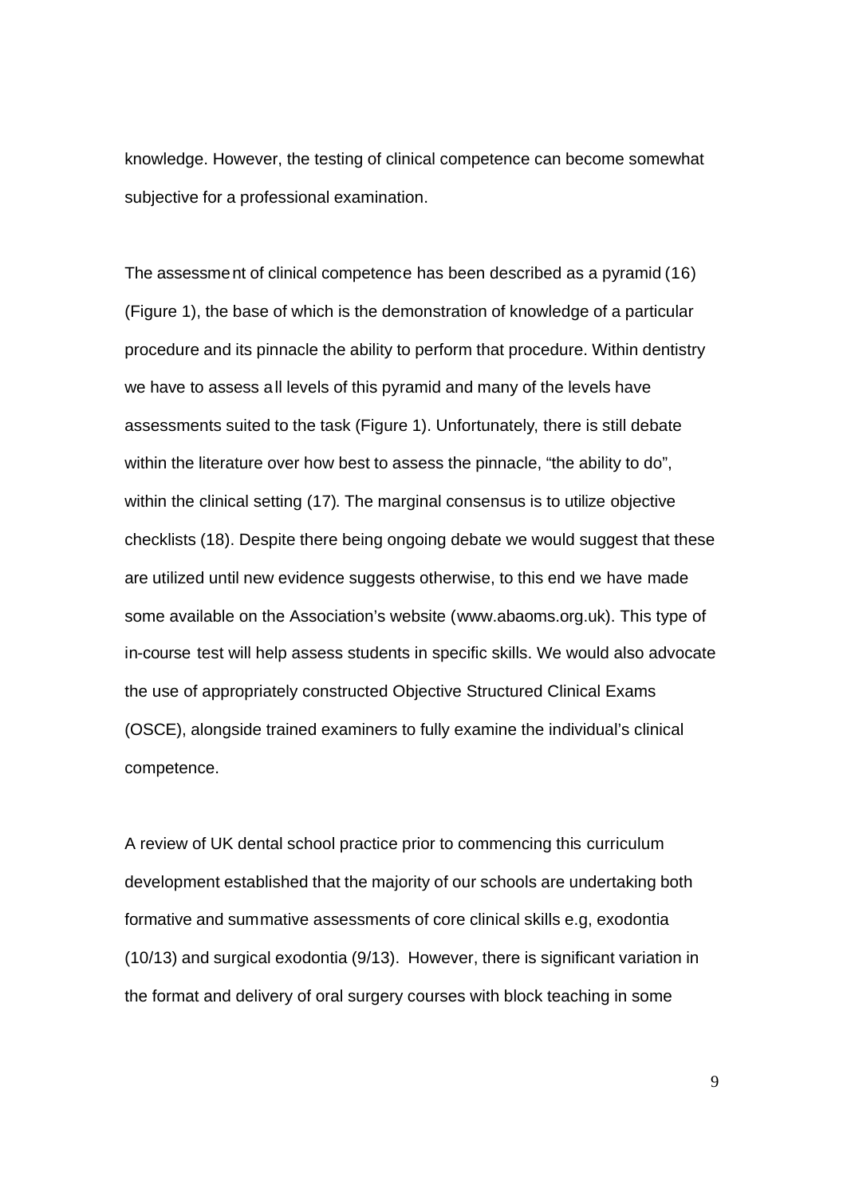knowledge. However, the testing of clinical competence can become somewhat subjective for a professional examination.

The assessment of clinical competence has been described as a pyramid (16) (Figure 1), the base of which is the demonstration of knowledge of a particular procedure and its pinnacle the ability to perform that procedure. Within dentistry we have to assess all levels of this pyramid and many of the levels have assessments suited to the task (Figure 1). Unfortunately, there is still debate within the literature over how best to assess the pinnacle, "the ability to do", within the clinical setting (17). The marginal consensus is to utilize objective checklists (18). Despite there being ongoing debate we would suggest that these are utilized until new evidence suggests otherwise, to this end we have made some available on the Association's website (www.abaoms.org.uk). This type of in-course test will help assess students in specific skills. We would also advocate the use of appropriately constructed Objective Structured Clinical Exams (OSCE), alongside trained examiners to fully examine the individual's clinical competence.

A review of UK dental school practice prior to commencing this curriculum development established that the majority of our schools are undertaking both formative and summative assessments of core clinical skills e.g, exodontia (10/13) and surgical exodontia (9/13). However, there is significant variation in the format and delivery of oral surgery courses with block teaching in some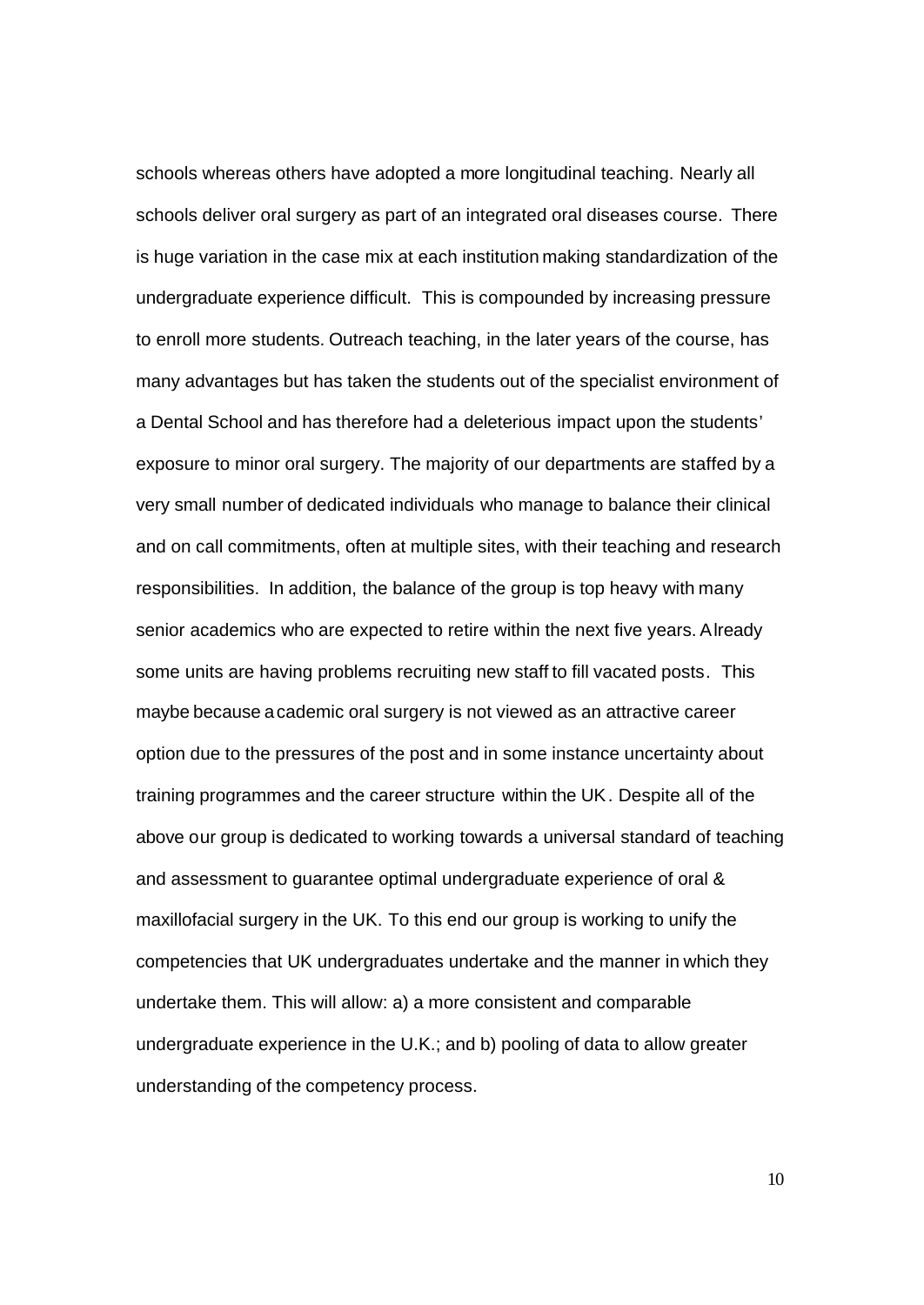schools whereas others have adopted a more longitudinal teaching. Nearly all schools deliver oral surgery as part of an integrated oral diseases course. There is huge variation in the case mix at each institution making standardization of the undergraduate experience difficult. This is compounded by increasing pressure to enroll more students. Outreach teaching, in the later years of the course, has many advantages but has taken the students out of the specialist environment of a Dental School and has therefore had a deleterious impact upon the students' exposure to minor oral surgery. The majority of our departments are staffed by a very small number of dedicated individuals who manage to balance their clinical and on call commitments, often at multiple sites, with their teaching and research responsibilities. In addition, the balance of the group is top heavy with many senior academics who are expected to retire within the next five years. Already some units are having problems recruiting new staff to fill vacated posts. This maybe because academic oral surgery is not viewed as an attractive career option due to the pressures of the post and in some instance uncertainty about training programmes and the career structure within the UK. Despite all of the above our group is dedicated to working towards a universal standard of teaching and assessment to guarantee optimal undergraduate experience of oral & maxillofacial surgery in the UK. To this end our group is working to unify the competencies that UK undergraduates undertake and the manner in which they undertake them. This will allow: a) a more consistent and comparable undergraduate experience in the U.K.; and b) pooling of data to allow greater understanding of the competency process.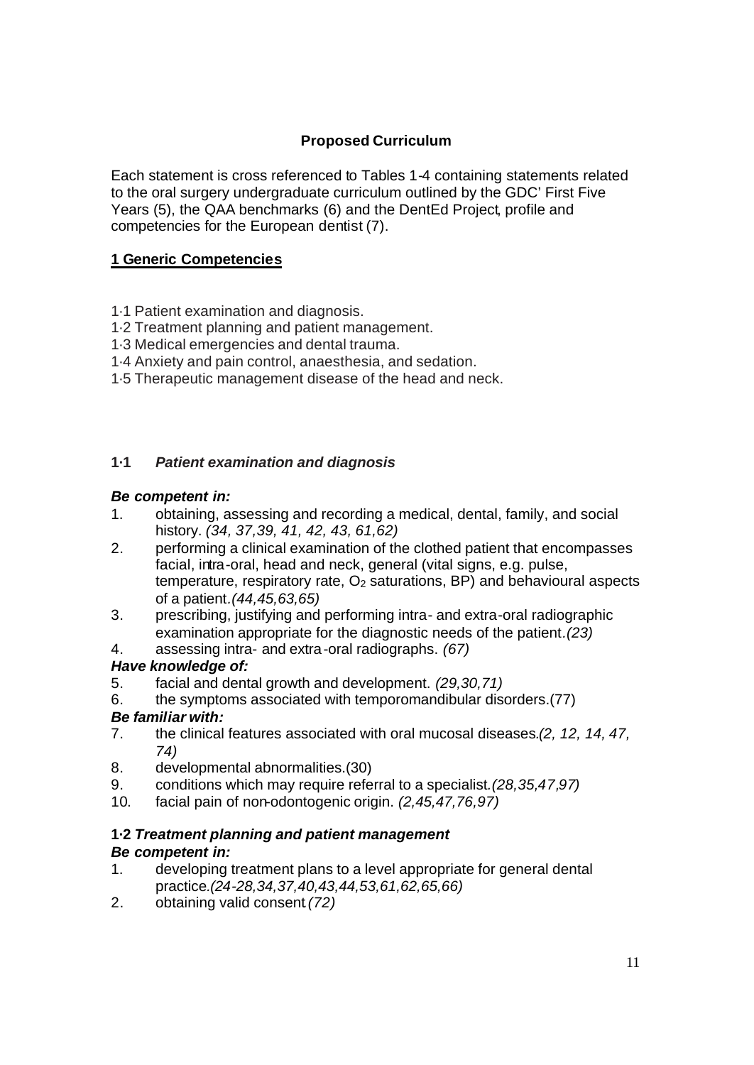## Proposed Curriculum

Each statement is cross referenced to Tables 1-4 containing statements related to the oral surgery undergraduate curriculum outlined by the GDC' First Five Years (5), the QAA benchmarks (6) and the DentEd Project, profile and competencies for the European dentist (7).

### 1 Generic Competencies

1·1 Patient examination and diagnosis.
1·2 Treatment planning and patient management.
1·3 Medical emergencies and dental trauma.
1·4 Anxiety and pain control, anaesthesia, and sedation.
1·5 Therapeutic management disease of the head and neck.

#### 1·1 *Patient examination and diagnosis*

***Be competent in:***

1. obtaining, assessing and recording a medical, dental, family, and social history. *(34, 37,39, 41, 42, 43, 61,62)*
2. performing a clinical examination of the clothed patient that encompasses facial, intra-oral, head and neck, general (vital signs, e.g. pulse, temperature, respiratory rate, $O_2$ saturations, BP) and behavioural aspects of a patient. *(44,45,63,65)*
3. prescribing, justifying and performing intra- and extra-oral radiographic examination appropriate for the diagnostic needs of the patient. *(23)*
4. assessing intra- and extra-oral radiographs. *(67)*

***Have knowledge of:***

5. facial and dental growth and development. *(29,30,71)*
6. the symptoms associated with temporomandibular disorders.(77)

***Be familiar with:***

7. the clinical features associated with oral mucosal diseases. *(2, 12, 14, 47, 74)*
8. developmental abnormalities.(30)
9. conditions which may require referral to a specialist. *(28,35,47,97)*
10. facial pain of non-odontogenic origin. *(2,45,47,76,97)*

#### 1·2 *Treatment planning and patient management*

***Be competent in:***

1. developing treatment plans to a level appropriate for general dental practice. *(24-28,34,37,40,43,44,53,61,62,65,66)*
2. obtaining valid consent *(72)*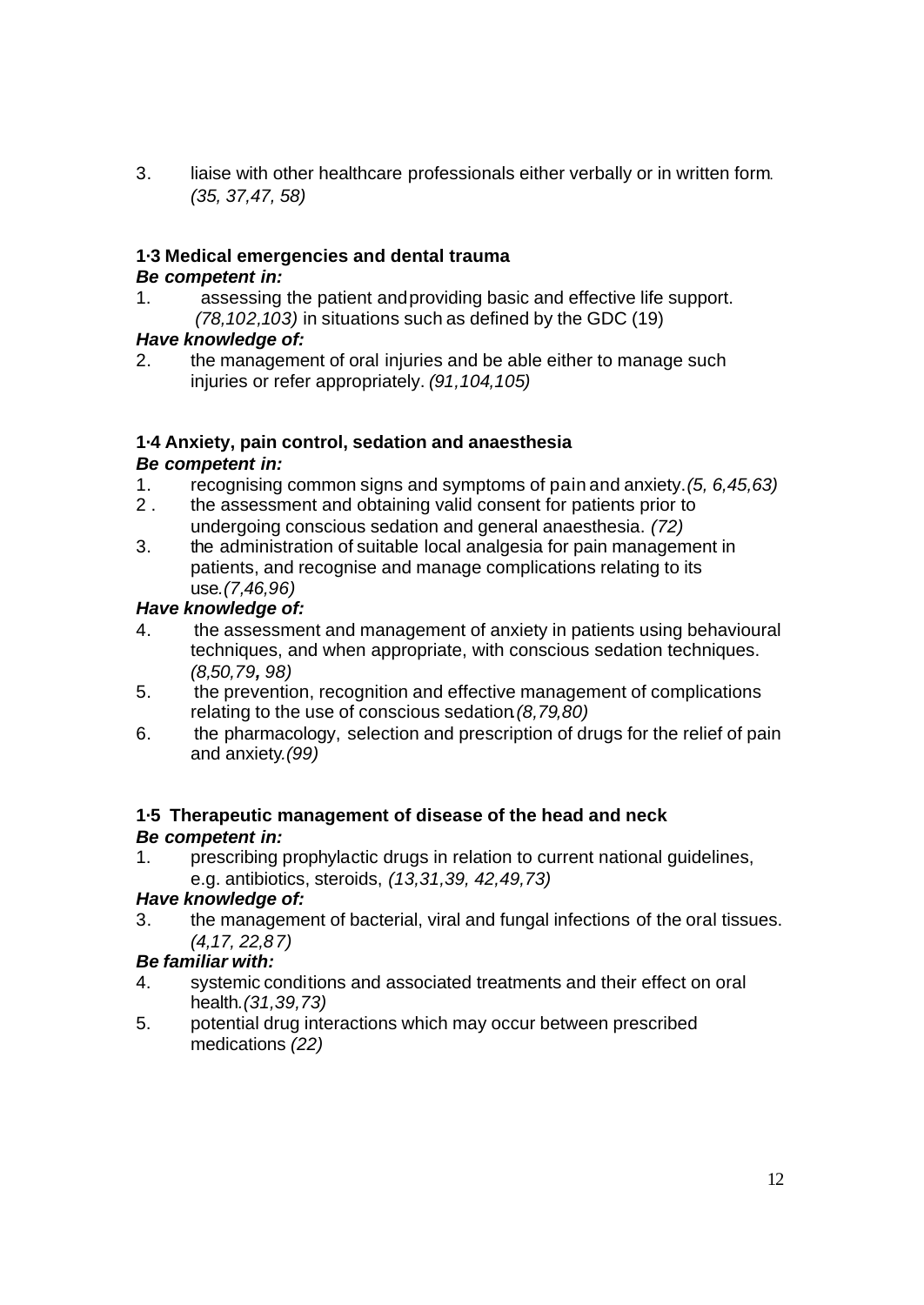3. liaise with other healthcare professionals either verbally or in written form. *(35, 37,47, 58)*

### 1·3 Medical emergencies and dental trauma

***Be competent in:***

1. assessing the patient and providing basic and effective life support. *(78,102,103)* in situations such as defined by the GDC (19)

***Have knowledge of:***

2. the management of oral injuries and be able either to manage such injuries or refer appropriately. *(91,104,105)*

### 1·4 Anxiety, pain control, sedation and anaesthesia

***Be competent in:***

1. recognising common signs and symptoms of pain and anxiety. *(5, 6,45,63)*
2. the assessment and obtaining valid consent for patients prior to undergoing conscious sedation and general anaesthesia. *(72)*
3. the administration of suitable local analgesia for pain management in patients, and recognise and manage complications relating to its use. *(7,46,96)*

***Have knowledge of:***

4. the assessment and management of anxiety in patients using behavioural techniques, and when appropriate, with conscious sedation techniques. *(8,50,79, 98)*
5. the prevention, recognition and effective management of complications relating to the use of conscious sedation. *(8,79,80)*
6. the pharmacology, selection and prescription of drugs for the relief of pain and anxiety. *(99)*

### 1·5 Therapeutic management of disease of the head and neck

***Be competent in:***

1. prescribing prophylactic drugs in relation to current national guidelines, e.g. antibiotics, steroids, *(13,31,39, 42,49,73)*

***Have knowledge of:***

3. the management of bacterial, viral and fungal infections of the oral tissues. *(4,17, 22,87)*

***Be familiar with:***

4. systemic conditions and associated treatments and their effect on oral health. *(31,39,73)*
5. potential drug interactions which may occur between prescribed medications *(22)*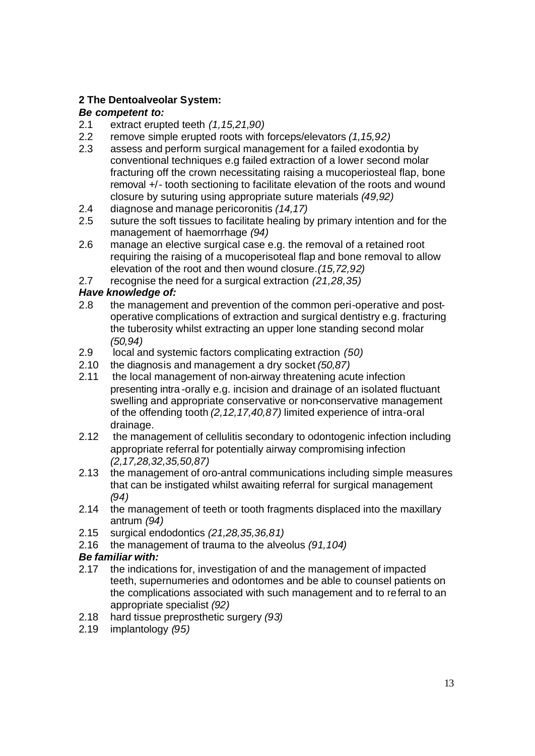**2 The Dentoalveolar System:**

***Be competent to:***

2.1 extract erupted teeth *(1,15,21,90)*

2.2 remove simple erupted roots with forceps/elevators *(1,15,92)*

2.3 assess and perform surgical management for a failed exodontia by conventional techniques e.g failed extraction of a lower second molar fracturing off the crown necessitating raising a mucoperiosteal flap, bone removal +/- tooth sectioning to facilitate elevation of the roots and wound closure by suturing using appropriate suture materials *(49,92)*

2.4 diagnose and manage pericoronitis *(14,17)*

2.5 suture the soft tissues to facilitate healing by primary intention and for the management of haemorrhage *(94)*

2.6 manage an elective surgical case e.g. the removal of a retained root requiring the raising of a mucoperisoteal flap and bone removal to allow elevation of the root and then wound closure.*(15,72,92)*

2.7 recognise the need for a surgical extraction *(21,28,35)*

***Have knowledge of:***

2.8 the management and prevention of the common peri-operative and post-operative complications of extraction and surgical dentistry e.g. fracturing the tuberosity whilst extracting an upper lone standing second molar *(50,94)*

2.9 local and systemic factors complicating extraction *(50)*

2.10 the diagnosis and management a dry socket *(50,87)*

2.11 the local management of non-airway threatening acute infection presenting intra-orally e.g. incision and drainage of an isolated fluctuant swelling and appropriate conservative or non-conservative management of the offending tooth *(2,12,17,40,87)* limited experience of intra-oral drainage.

2.12 the management of cellulitis secondary to odontogenic infection including appropriate referral for potentially airway compromising infection *(2,17,28,32,35,50,87)*

2.13 the management of oro-antral communications including simple measures that can be instigated whilst awaiting referral for surgical management *(94)*

2.14 the management of teeth or tooth fragments displaced into the maxillary antrum *(94)*

2.15 surgical endodontics *(21,28,35,36,81)*

2.16 the management of trauma to the alveolus *(91,104)*

***Be familiar with:***

2.17 the indications for, investigation of and the management of impacted teeth, supernumeries and odontomes and be able to counsel patients on the complications associated with such management and to referral to an appropriate specialist *(92)*

2.18 hard tissue preprosthetic surgery *(93)*

2.19 implantology *(95)*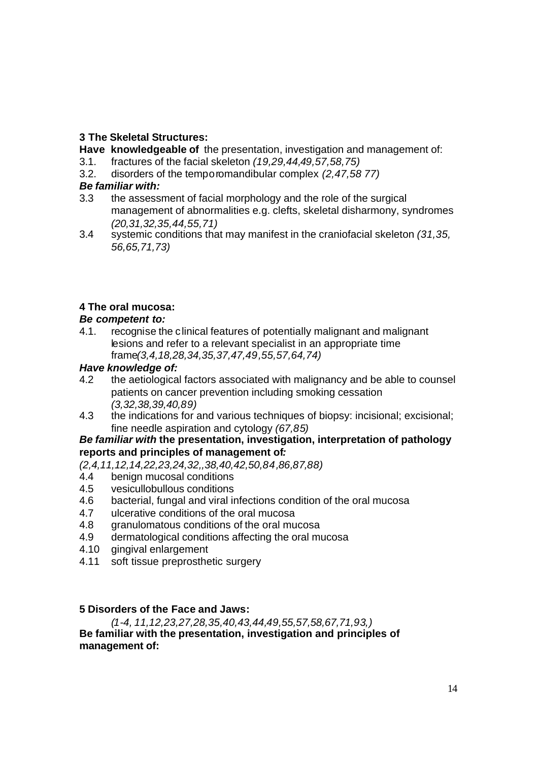**3 The Skeletal Structures:**

**Have knowledgeable of** the presentation, investigation and management of:

3.1. fractures of the facial skeleton *(19,29,44,49,57,58,75)*

3.2. disorders of the temporomandibular complex *(2,47,58 77)*

***Be familiar with:***

3.3 the assessment of facial morphology and the role of the surgical management of abnormalities e.g. clefts, skeletal disharmony, syndromes *(20,31,32,35,44,55,71)*

3.4 systemic conditions that may manifest in the craniofacial skeleton *(31,35, 56,65,71,73)*

**4 The oral mucosa:**

***Be competent to:***

4.1. recognise the clinical features of potentially malignant and malignant lesions and refer to a relevant specialist in an appropriate time frame*(3,4,18,28,34,35,37,47,49,55,57,64,74)*

***Have knowledge of:***

4.2 the aetiological factors associated with malignancy and be able to counsel patients on cancer prevention including smoking cessation *(3,32,38,39,40,89)*

4.3 the indications for and various techniques of biopsy: incisional; excisional; fine needle aspiration and cytology *(67,85)*

***Be familiar with* the presentation, investigation, interpretation of pathology reports and principles of management of*:***

*(2,4,11,12,14,22,23,24,32,,38,40,42,50,84,86,87,88)*

4.4 benign mucosal conditions

4.5 vesicullobullous conditions

4.6 bacterial, fungal and viral infections condition of the oral mucosa

4.7 ulcerative conditions of the oral mucosa

4.8 granulomatous conditions of the oral mucosa

4.9 dermatological conditions affecting the oral mucosa

4.10 gingival enlargement

4.11 soft tissue preprosthetic surgery

**5 Disorders of the Face and Jaws:**

*(1-4, 11,12,23,27,28,35,40,43,44,49,55,57,58,67,71,93,)*

**Be familiar with the presentation, investigation and principles of management of:**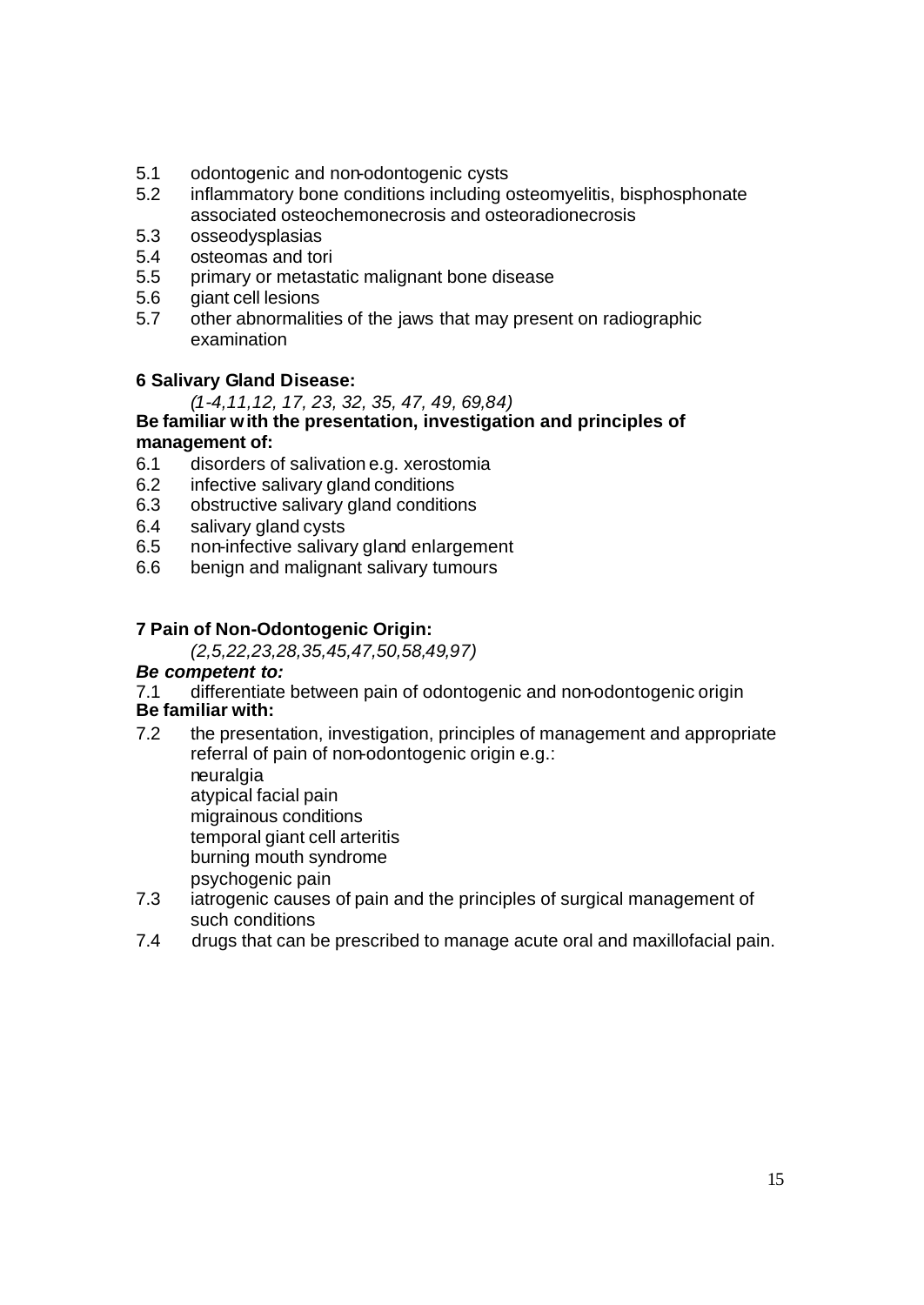5.1 odontogenic and non-odontogenic cysts
5.2 inflammatory bone conditions including osteomyelitis, bisphosphonate associated osteochemonecrosis and osteoradionecrosis
5.3 osseodysplasias
5.4 osteomas and tori
5.5 primary or metastatic malignant bone disease
5.6 giant cell lesions
5.7 other abnormalities of the jaws that may present on radiographic examination

**6 Salivary Gland Disease:**

*(1-4,11,12, 17, 23, 32, 35, 47, 49, 69,84)*

**Be familiar with the presentation, investigation and principles of management of:**

6.1 disorders of salivation e.g. xerostomia
6.2 infective salivary gland conditions
6.3 obstructive salivary gland conditions
6.4 salivary gland cysts
6.5 non-infective salivary gland enlargement
6.6 benign and malignant salivary tumours

**7 Pain of Non-Odontogenic Origin:**

*(2,5,22,23,28,35,45,47,50,58,49,97)*

***Be competent to:***

7.1 differentiate between pain of odontogenic and non-odontogenic origin

**Be familiar with:**

7.2 the presentation, investigation, principles of management and appropriate referral of pain of non-odontogenic origin e.g.:
neuralgia
atypical facial pain
migrainous conditions
temporal giant cell arteritis
burning mouth syndrome
psychogenic pain
7.3 iatrogenic causes of pain and the principles of surgical management of such conditions
7.4 drugs that can be prescribed to manage acute oral and maxillofacial pain.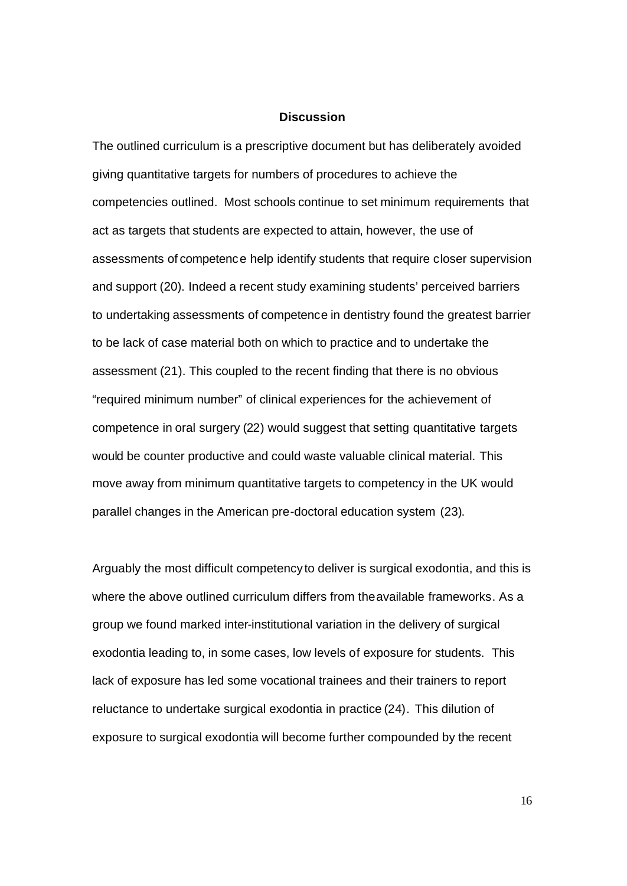## Discussion

The outlined curriculum is a prescriptive document but has deliberately avoided giving quantitative targets for numbers of procedures to achieve the competencies outlined. Most schools continue to set minimum requirements that act as targets that students are expected to attain, however, the use of assessments of competence help identify students that require closer supervision and support (20). Indeed a recent study examining students' perceived barriers to undertaking assessments of competence in dentistry found the greatest barrier to be lack of case material both on which to practice and to undertake the assessment (21). This coupled to the recent finding that there is no obvious "required minimum number" of clinical experiences for the achievement of competence in oral surgery (22) would suggest that setting quantitative targets would be counter productive and could waste valuable clinical material. This move away from minimum quantitative targets to competency in the UK would parallel changes in the American pre-doctoral education system (23).

Arguably the most difficult competency to deliver is surgical exodontia, and this is where the above outlined curriculum differs from the available frameworks. As a group we found marked inter-institutional variation in the delivery of surgical exodontia leading to, in some cases, low levels of exposure for students. This lack of exposure has led some vocational trainees and their trainers to report reluctance to undertake surgical exodontia in practice (24). This dilution of exposure to surgical exodontia will become further compounded by the recent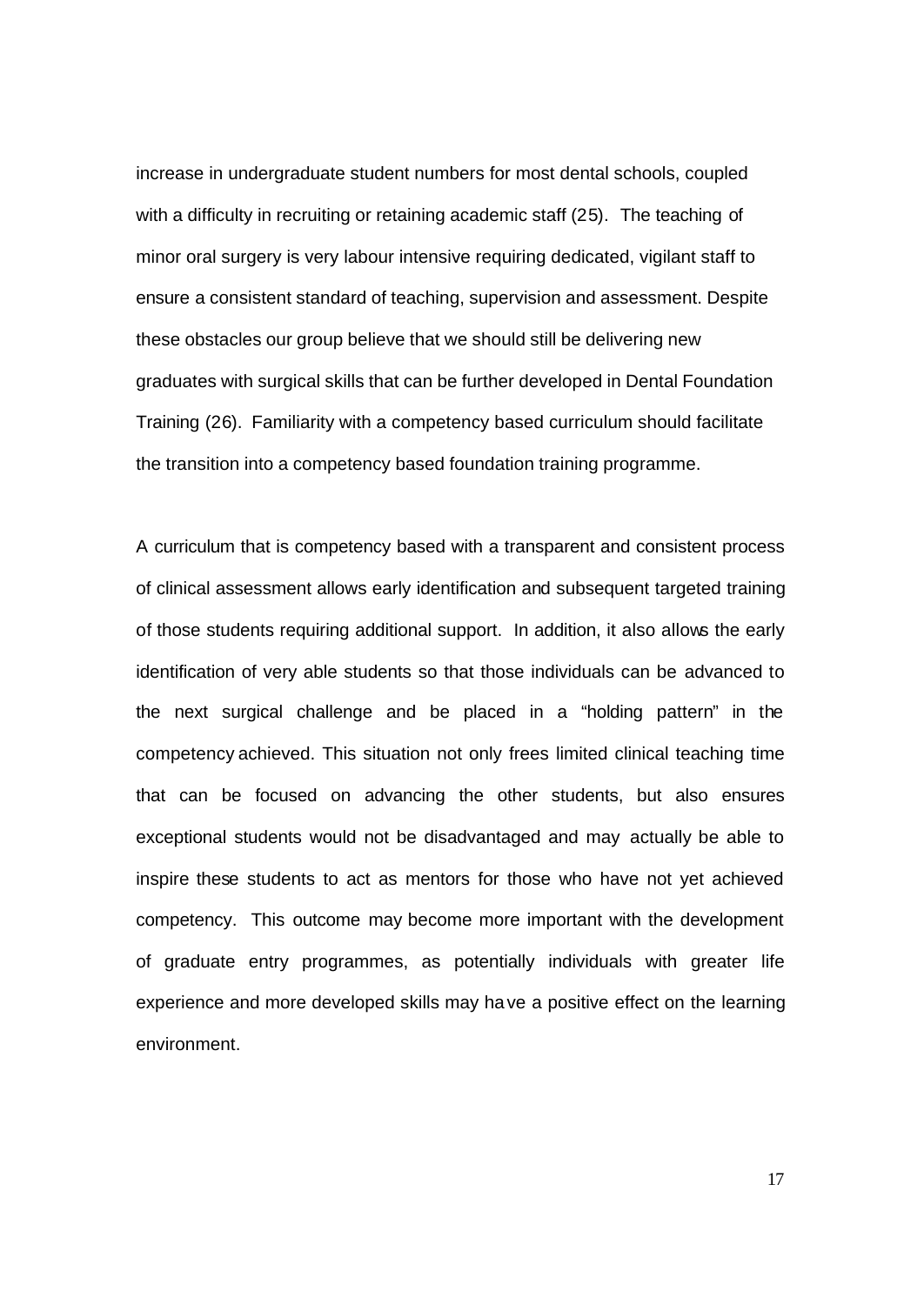increase in undergraduate student numbers for most dental schools, coupled with a difficulty in recruiting or retaining academic staff (25). The teaching of minor oral surgery is very labour intensive requiring dedicated, vigilant staff to ensure a consistent standard of teaching, supervision and assessment. Despite these obstacles our group believe that we should still be delivering new graduates with surgical skills that can be further developed in Dental Foundation Training (26). Familiarity with a competency based curriculum should facilitate the transition into a competency based foundation training programme.

A curriculum that is competency based with a transparent and consistent process of clinical assessment allows early identification and subsequent targeted training of those students requiring additional support. In addition, it also allows the early identification of very able students so that those individuals can be advanced to the next surgical challenge and be placed in a "holding pattern" in the competency achieved. This situation not only frees limited clinical teaching time that can be focused on advancing the other students, but also ensures exceptional students would not be disadvantaged and may actually be able to inspire these students to act as mentors for those who have not yet achieved competency. This outcome may become more important with the development of graduate entry programmes, as potentially individuals with greater life experience and more developed skills may have a positive effect on the learning environment.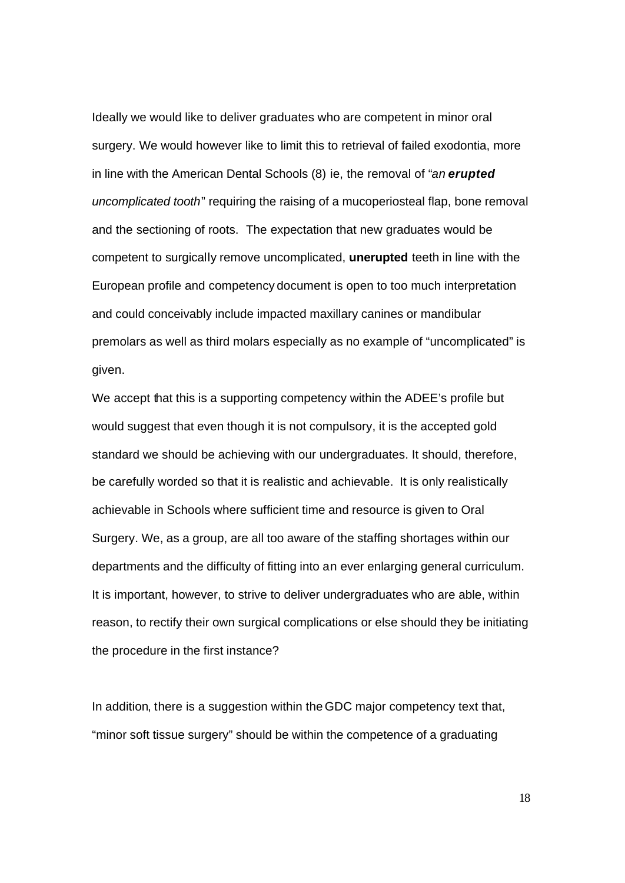Ideally we would like to deliver graduates who are competent in minor oral surgery. We would however like to limit this to retrieval of failed exodontia, more in line with the American Dental Schools (8) ie, the removal of "*an **erupted** uncomplicated tooth*" requiring the raising of a mucoperiosteal flap, bone removal and the sectioning of roots. The expectation that new graduates would be competent to surgically remove uncomplicated, **unerupted** teeth in line with the European profile and competency document is open to too much interpretation and could conceivably include impacted maxillary canines or mandibular premolars as well as third molars especially as no example of "uncomplicated" is given.

We accept that this is a supporting competency within the ADEE's profile but would suggest that even though it is not compulsory, it is the accepted gold standard we should be achieving with our undergraduates. It should, therefore, be carefully worded so that it is realistic and achievable. It is only realistically achievable in Schools where sufficient time and resource is given to Oral Surgery. We, as a group, are all too aware of the staffing shortages within our departments and the difficulty of fitting into an ever enlarging general curriculum. It is important, however, to strive to deliver undergraduates who are able, within reason, to rectify their own surgical complications or else should they be initiating the procedure in the first instance?

In addition, there is a suggestion within the GDC major competency text that, "minor soft tissue surgery" should be within the competence of a graduating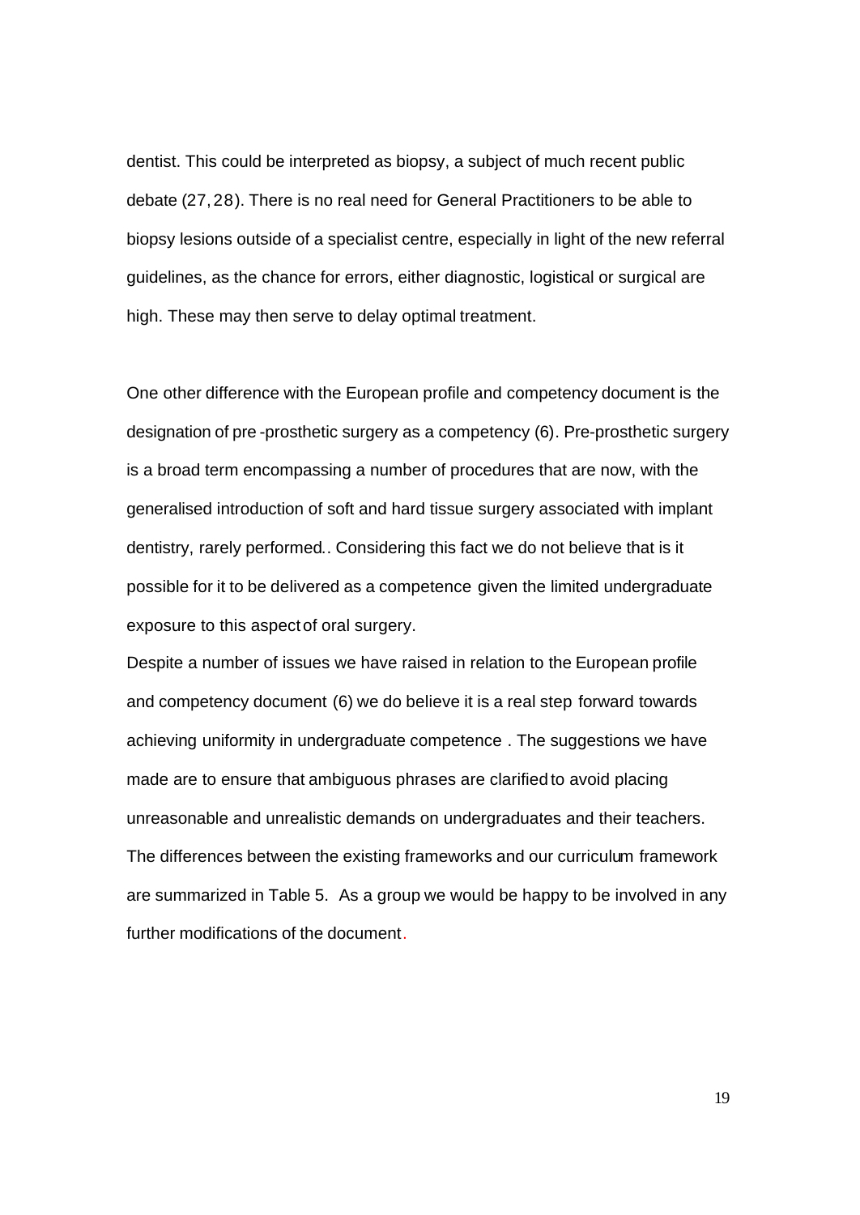dentist. This could be interpreted as biopsy, a subject of much recent public debate (27, 28). There is no real need for General Practitioners to be able to biopsy lesions outside of a specialist centre, especially in light of the new referral guidelines, as the chance for errors, either diagnostic, logistical or surgical are high. These may then serve to delay optimal treatment.

One other difference with the European profile and competency document is the designation of pre-prosthetic surgery as a competency (6). Pre-prosthetic surgery is a broad term encompassing a number of procedures that are now, with the generalised introduction of soft and hard tissue surgery associated with implant dentistry, rarely performed.. Considering this fact we do not believe that is it possible for it to be delivered as a competence given the limited undergraduate exposure to this aspect of oral surgery.

Despite a number of issues we have raised in relation to the European profile and competency document (6) we do believe it is a real step forward towards achieving uniformity in undergraduate competence . The suggestions we have made are to ensure that ambiguous phrases are clarified to avoid placing unreasonable and unrealistic demands on undergraduates and their teachers. The differences between the existing frameworks and our curriculum framework are summarized in Table 5. As a group we would be happy to be involved in any further modifications of the document.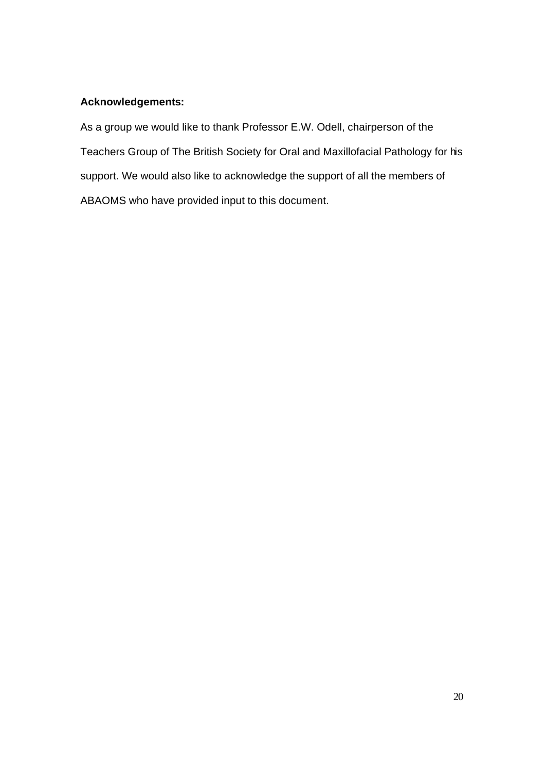**Acknowledgements:**

As a group we would like to thank Professor E.W. Odell, chairperson of the Teachers Group of The British Society for Oral and Maxillofacial Pathology for his support. We would also like to acknowledge the support of all the members of ABAOMS who have provided input to this document.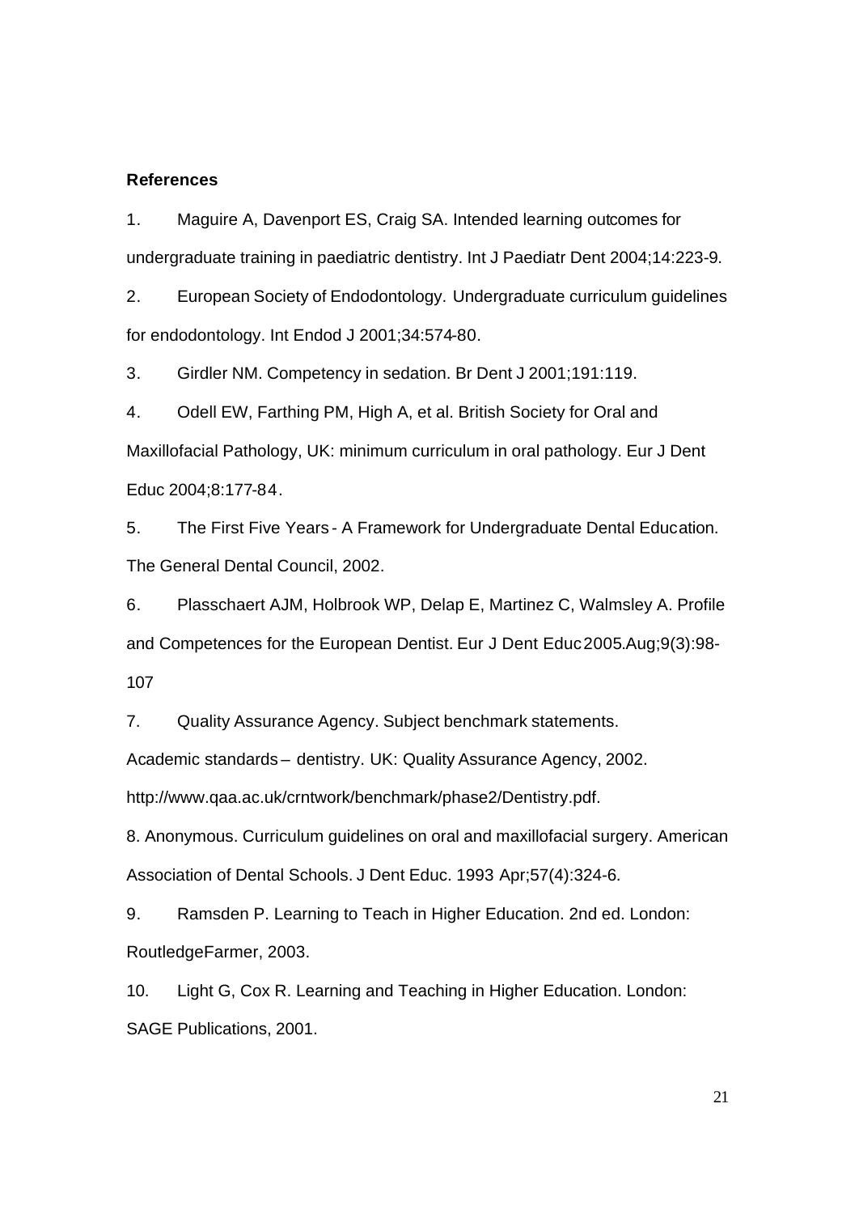**References**

1. Maguire A, Davenport ES, Craig SA. Intended learning outcomes for undergraduate training in paediatric dentistry. Int J Paediatr Dent 2004;14:223-9.

2. European Society of Endodontology. Undergraduate curriculum guidelines for endodontology. Int Endod J 2001;34:574-80.

3. Girdler NM. Competency in sedation. Br Dent J 2001;191:119.

4. Odell EW, Farthing PM, High A, et al. British Society for Oral and Maxillofacial Pathology, UK: minimum curriculum in oral pathology. Eur J Dent Educ 2004;8:177-84.

5. The First Five Years - A Framework for Undergraduate Dental Education. The General Dental Council, 2002.

6. Plasschaert AJM, Holbrook WP, Delap E, Martinez C, Walmsley A. Profile and Competences for the European Dentist. Eur J Dent Educ 2005.Aug;9(3):98-107

7. Quality Assurance Agency. Subject benchmark statements. Academic standards – dentistry. UK: Quality Assurance Agency, 2002. http://www.qaa.ac.uk/crntwork/benchmark/phase2/Dentistry.pdf.

8. Anonymous. Curriculum guidelines on oral and maxillofacial surgery. American Association of Dental Schools. J Dent Educ. 1993 Apr;57(4):324-6.

9. Ramsden P. Learning to Teach in Higher Education. 2nd ed. London: RoutledgeFarmer, 2003.

10. Light G, Cox R. Learning and Teaching in Higher Education. London: SAGE Publications, 2001.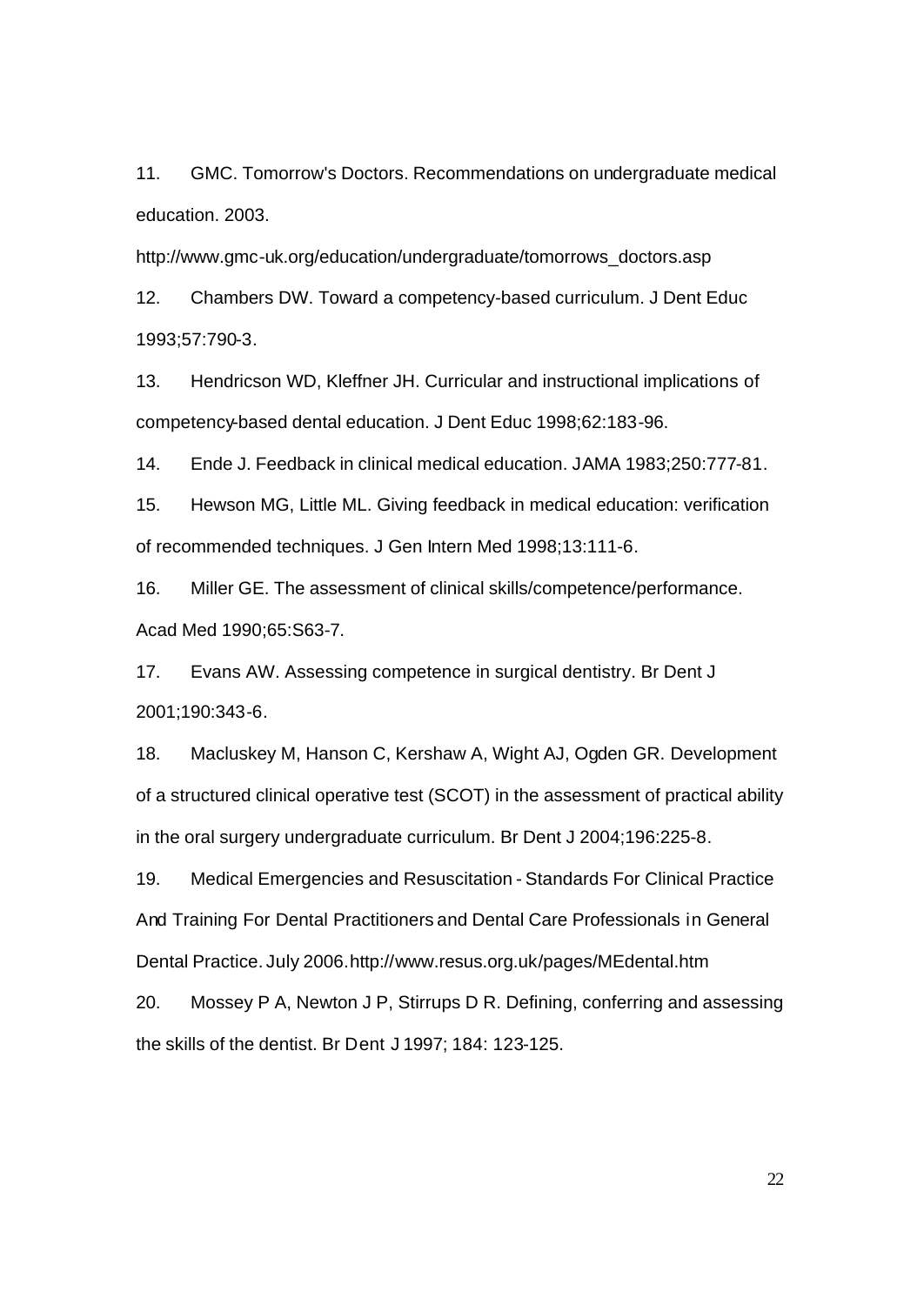11. GMC. Tomorrow's Doctors. Recommendations on undergraduate medical education. 2003. http://www.gmc-uk.org/education/undergraduate/tomorrows_doctors.asp

12. Chambers DW. Toward a competency-based curriculum. J Dent Educ 1993;57:790-3.

13. Hendricson WD, Kleffner JH. Curricular and instructional implications of competency-based dental education. J Dent Educ 1998;62:183-96.

14. Ende J. Feedback in clinical medical education. JAMA 1983;250:777-81.

15. Hewson MG, Little ML. Giving feedback in medical education: verification of recommended techniques. J Gen Intern Med 1998;13:111-6.

16. Miller GE. The assessment of clinical skills/competence/performance. Acad Med 1990;65:S63-7.

17. Evans AW. Assessing competence in surgical dentistry. Br Dent J 2001;190:343-6.

18. Macluskey M, Hanson C, Kershaw A, Wight AJ, Ogden GR. Development of a structured clinical operative test (SCOT) in the assessment of practical ability in the oral surgery undergraduate curriculum. Br Dent J 2004;196:225-8.

19. Medical Emergencies and Resuscitation - Standards For Clinical Practice And Training For Dental Practitioners and Dental Care Professionals in General Dental Practice. July 2006. http://www.resus.org.uk/pages/MEdental.htm

20. Mossey P A, Newton J P, Stirrups D R. Defining, conferring and assessing the skills of the dentist. Br Dent J 1997; 184: 123-125.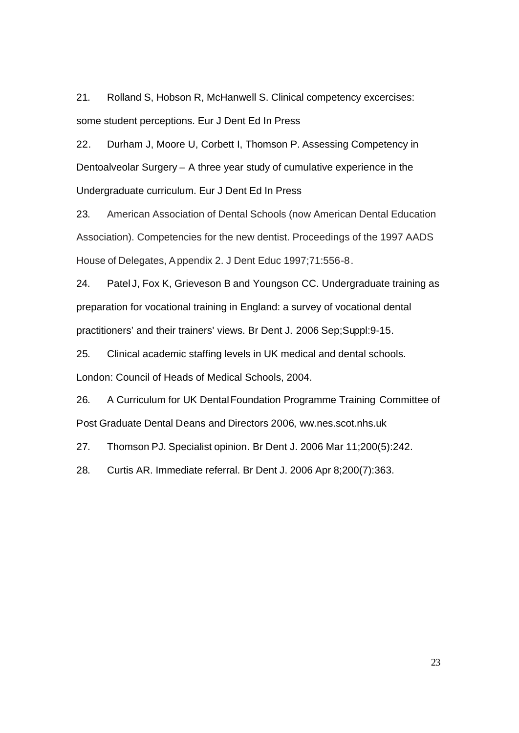21. Rolland S, Hobson R, McHanwell S. Clinical competency excercises: some student perceptions. Eur J Dent Ed In Press

22. Durham J, Moore U, Corbett I, Thomson P. Assessing Competency in Dentoalveolar Surgery – A three year study of cumulative experience in the Undergraduate curriculum. Eur J Dent Ed In Press

23. American Association of Dental Schools (now American Dental Education Association). Competencies for the new dentist. Proceedings of the 1997 AADS House of Delegates, Appendix 2. J Dent Educ 1997;71:556-8.

24. Patel J, Fox K, Grieveson B and Youngson CC. Undergraduate training as preparation for vocational training in England: a survey of vocational dental practitioners' and their trainers' views. Br Dent J. 2006 Sep;Suppl:9-15.

25. Clinical academic staffing levels in UK medical and dental schools. London: Council of Heads of Medical Schools, 2004.

26. A Curriculum for UK Dental Foundation Programme Training Committee of Post Graduate Dental Deans and Directors 2006, ww.nes.scot.nhs.uk

27. Thomson PJ. Specialist opinion. Br Dent J. 2006 Mar 11;200(5):242.

28. Curtis AR. Immediate referral. Br Dent J. 2006 Apr 8;200(7):363.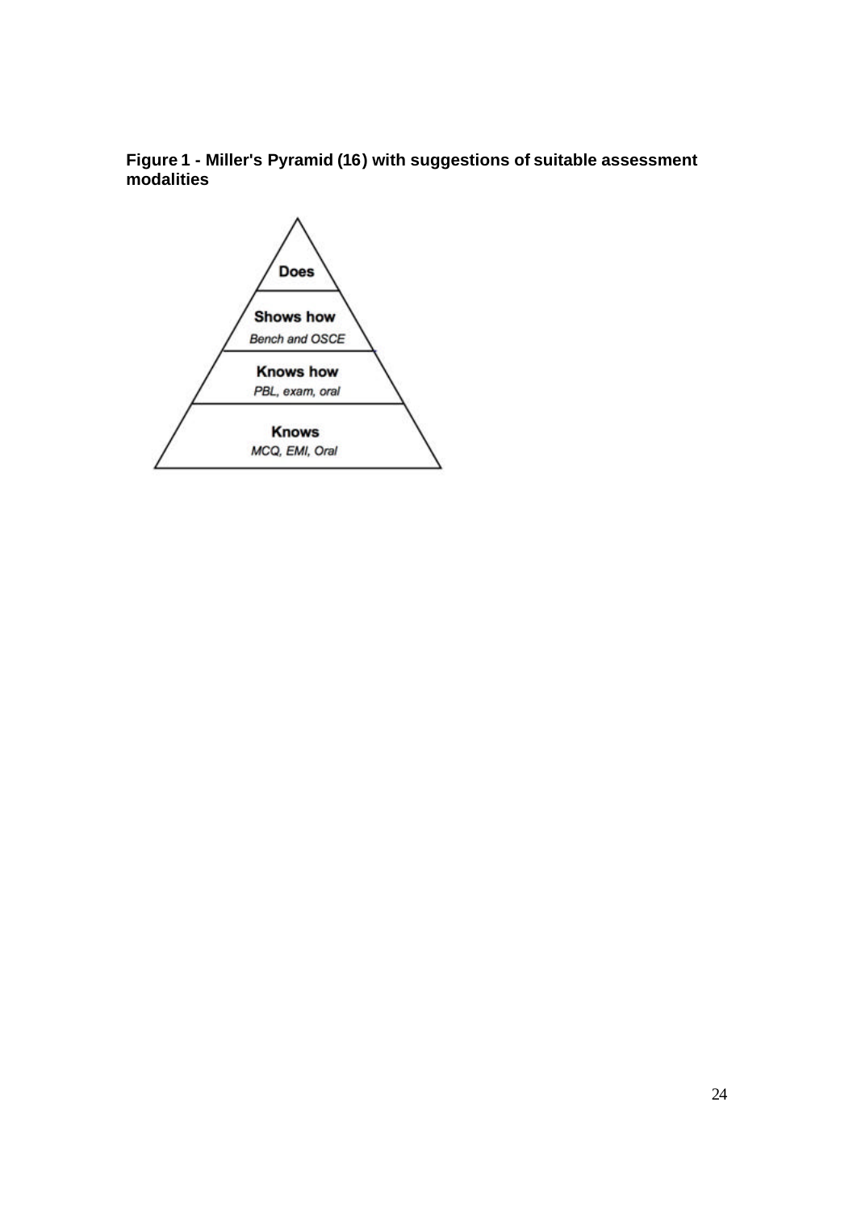**Figure 1 - Miller's Pyramid (16) with suggestions of suitable assessment modalities**

**Does**

**Shows how**
*Bench and OSCE*

**Knows how**
*PBL, exam, oral*

**Knows**
*MCQ, EMI, Oral*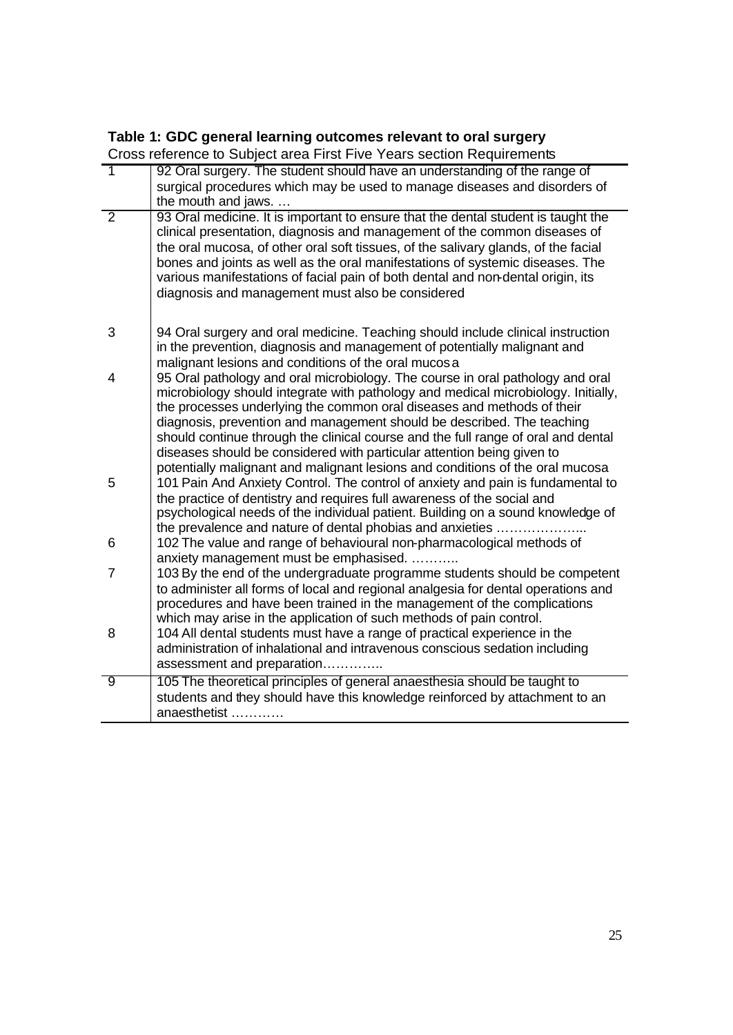**Table 1: GDC general learning outcomes relevant to oral surgery**

Cross reference to Subject area First Five Years section Requirements

| | |
|---|---|
| 1 | 92 Oral surgery. The student should have an understanding of the range of surgical procedures which may be used to manage diseases and disorders of the mouth and jaws. … |
| 2 | 93 Oral medicine. It is important to ensure that the dental student is taught the clinical presentation, diagnosis and management of the common diseases of the oral mucosa, of other oral soft tissues, of the salivary glands, of the facial bones and joints as well as the oral manifestations of systemic diseases. The various manifestations of facial pain of both dental and non-dental origin, its diagnosis and management must also be considered |
| 3 | 94 Oral surgery and oral medicine. Teaching should include clinical instruction in the prevention, diagnosis and management of potentially malignant and malignant lesions and conditions of the oral mucosa |
| 4 | 95 Oral pathology and oral microbiology. The course in oral pathology and oral microbiology should integrate with pathology and medical microbiology. Initially, the processes underlying the common oral diseases and methods of their diagnosis, prevention and management should be described. The teaching should continue through the clinical course and the full range of oral and dental diseases should be considered with particular attention being given to potentially malignant and malignant lesions and conditions of the oral mucosa |
| 5 | 101 Pain And Anxiety Control. The control of anxiety and pain is fundamental to the practice of dentistry and requires full awareness of the social and psychological needs of the individual patient. Building on a sound knowledge of the prevalence and nature of dental phobias and anxieties ………………... |
| 6 | 102 The value and range of behavioural non-pharmacological methods of anxiety management must be emphasised. ……….. |
| 7 | 103 By the end of the undergraduate programme students should be competent to administer all forms of local and regional analgesia for dental operations and procedures and have been trained in the management of the complications which may arise in the application of such methods of pain control. |
| 8 | 104 All dental students must have a range of practical experience in the administration of inhalational and intravenous conscious sedation including assessment and preparation………….. |
| 9 | 105 The theoretical principles of general anaesthesia should be taught to students and they should have this knowledge reinforced by attachment to an anaesthetist ………… |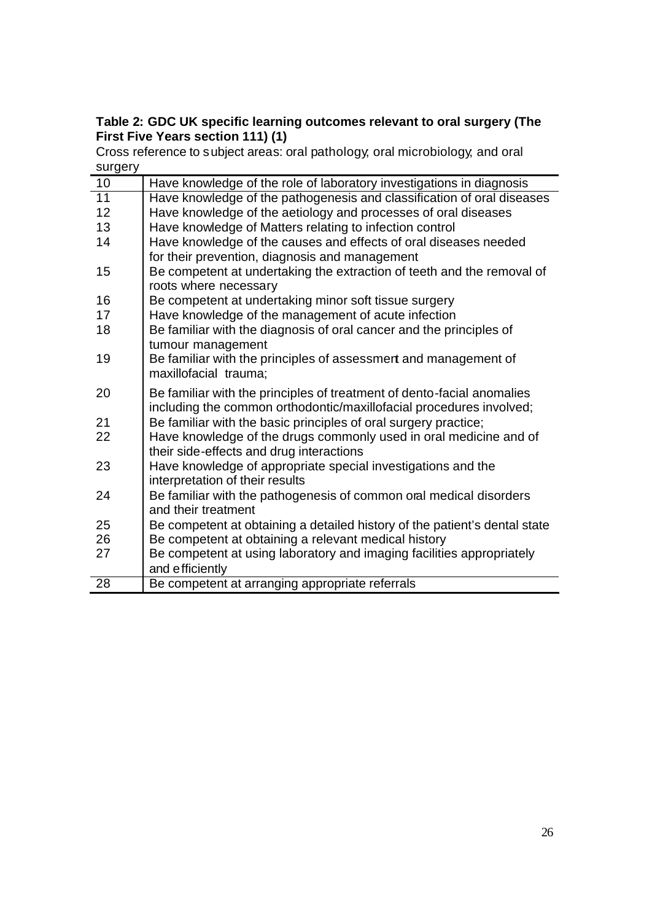**Table 2: GDC UK specific learning outcomes relevant to oral surgery (The First Five Years section 111) (1)**

Cross reference to subject areas: oral pathology, oral microbiology, and oral surgery

| | |
|---|---|
| 10 | Have knowledge of the role of laboratory investigations in diagnosis |
| 11 | Have knowledge of the pathogenesis and classification of oral diseases |
| 12 | Have knowledge of the aetiology and processes of oral diseases |
| 13 | Have knowledge of Matters relating to infection control |
| 14 | Have knowledge of the causes and effects of oral diseases needed for their prevention, diagnosis and management |
| 15 | Be competent at undertaking the extraction of teeth and the removal of roots where necessary |
| 16 | Be competent at undertaking minor soft tissue surgery |
| 17 | Have knowledge of the management of acute infection |
| 18 | Be familiar with the diagnosis of oral cancer and the principles of tumour management |
| 19 | Be familiar with the principles of assessment and management of maxillofacial trauma; |
| 20 | Be familiar with the principles of treatment of dento-facial anomalies including the common orthodontic/maxillofacial procedures involved; |
| 21 | Be familiar with the basic principles of oral surgery practice; |
| 22 | Have knowledge of the drugs commonly used in oral medicine and of their side-effects and drug interactions |
| 23 | Have knowledge of appropriate special investigations and the interpretation of their results |
| 24 | Be familiar with the pathogenesis of common oral medical disorders and their treatment |
| 25 | Be competent at obtaining a detailed history of the patient's dental state |
| 26 | Be competent at obtaining a relevant medical history |
| 27 | Be competent at using laboratory and imaging facilities appropriately and efficiently |
| 28 | Be competent at arranging appropriate referrals |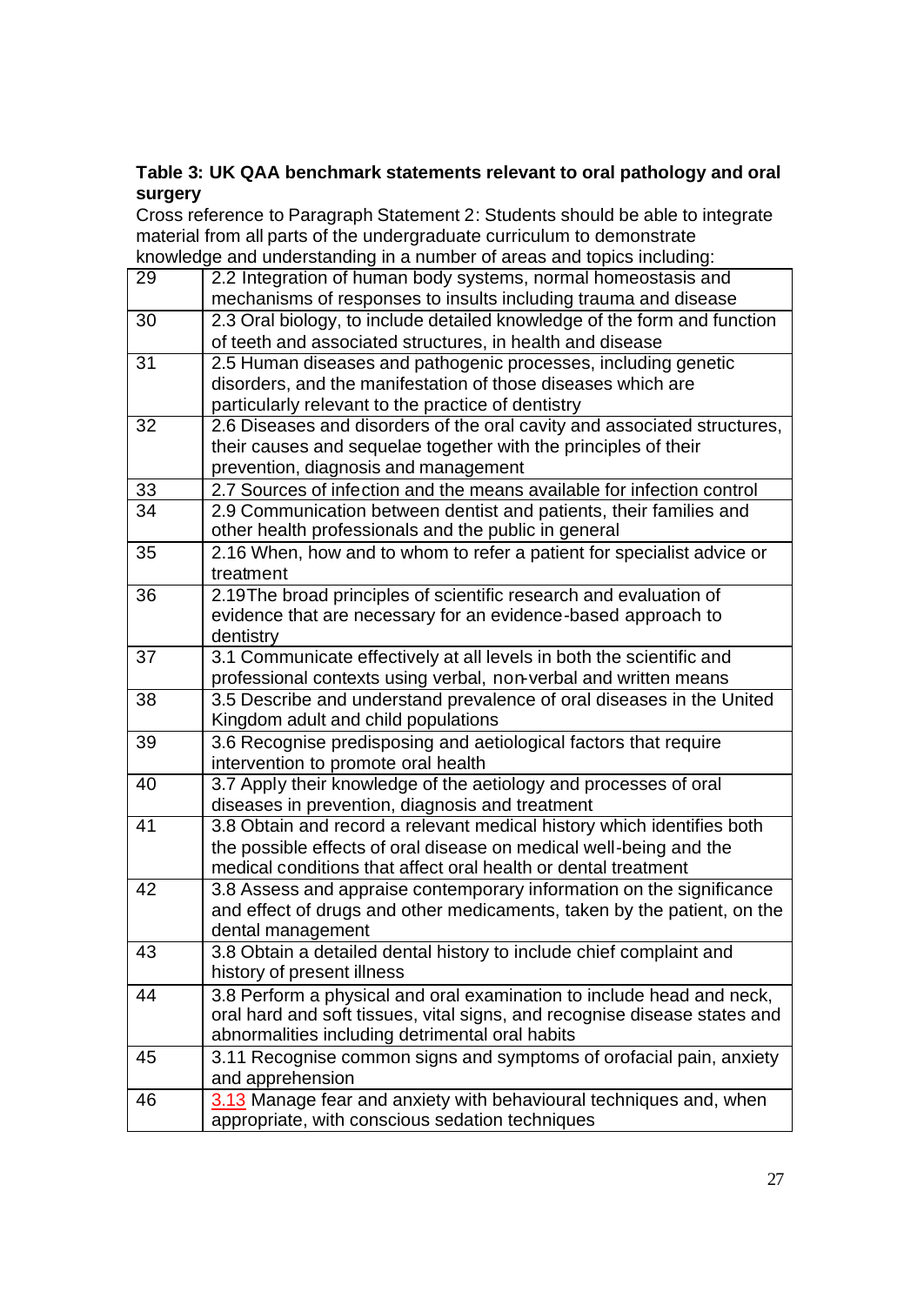**Table 3: UK QAA benchmark statements relevant to oral pathology and oral surgery**

Cross reference to Paragraph Statement 2: Students should be able to integrate material from all parts of the undergraduate curriculum to demonstrate knowledge and understanding in a number of areas and topics including:

| | |
|---|---|
| 29 | 2.2 Integration of human body systems, normal homeostasis and mechanisms of responses to insults including trauma and disease |
| 30 | 2.3 Oral biology, to include detailed knowledge of the form and function of teeth and associated structures, in health and disease |
| 31 | 2.5 Human diseases and pathogenic processes, including genetic disorders, and the manifestation of those diseases which are particularly relevant to the practice of dentistry |
| 32 | 2.6 Diseases and disorders of the oral cavity and associated structures, their causes and sequelae together with the principles of their prevention, diagnosis and management |
| 33 | 2.7 Sources of infection and the means available for infection control |
| 34 | 2.9 Communication between dentist and patients, their families and other health professionals and the public in general |
| 35 | 2.16 When, how and to whom to refer a patient for specialist advice or treatment |
| 36 | 2.19The broad principles of scientific research and evaluation of evidence that are necessary for an evidence-based approach to dentistry |
| 37 | 3.1 Communicate effectively at all levels in both the scientific and professional contexts using verbal, non-verbal and written means |
| 38 | 3.5 Describe and understand prevalence of oral diseases in the United Kingdom adult and child populations |
| 39 | 3.6 Recognise predisposing and aetiological factors that require intervention to promote oral health |
| 40 | 3.7 Apply their knowledge of the aetiology and processes of oral diseases in prevention, diagnosis and treatment |
| 41 | 3.8 Obtain and record a relevant medical history which identifies both the possible effects of oral disease on medical well-being and the medical conditions that affect oral health or dental treatment |
| 42 | 3.8 Assess and appraise contemporary information on the significance and effect of drugs and other medicaments, taken by the patient, on the dental management |
| 43 | 3.8 Obtain a detailed dental history to include chief complaint and history of present illness |
| 44 | 3.8 Perform a physical and oral examination to include head and neck, oral hard and soft tissues, vital signs, and recognise disease states and abnormalities including detrimental oral habits |
| 45 | 3.11 Recognise common signs and symptoms of orofacial pain, anxiety and apprehension |
| 46 | 3.13 Manage fear and anxiety with behavioural techniques and, when appropriate, with conscious sedation techniques |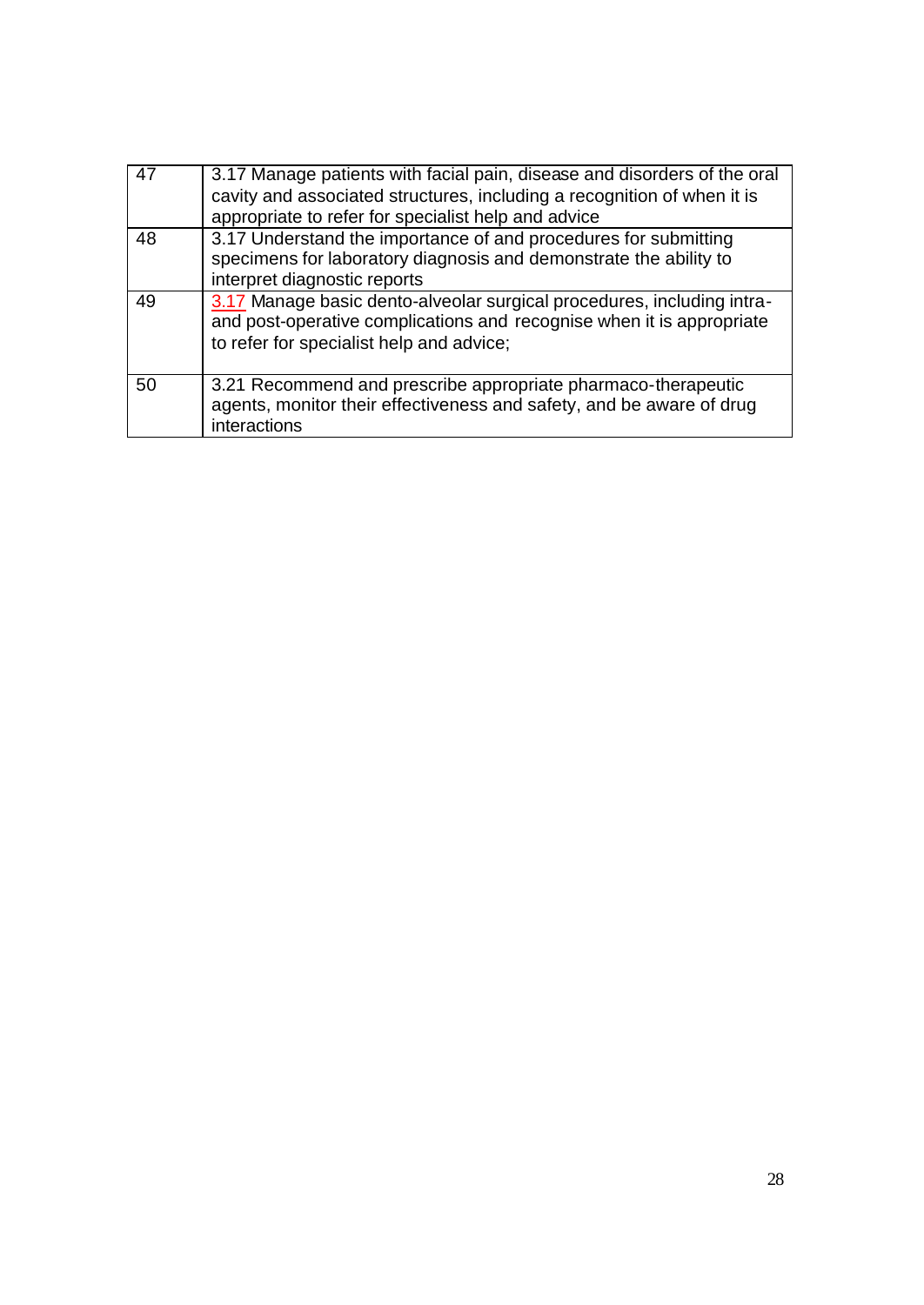| | |
|---|---|
| 47 | 3.17 Manage patients with facial pain, disease and disorders of the oral cavity and associated structures, including a recognition of when it is appropriate to refer for specialist help and advice |
| 48 | 3.17 Understand the importance of and procedures for submitting specimens for laboratory diagnosis and demonstrate the ability to interpret diagnostic reports |
| 49 | 3.17 Manage basic dento-alveolar surgical procedures, including intra- and post-operative complications and recognise when it is appropriate to refer for specialist help and advice; |
| 50 | 3.21 Recommend and prescribe appropriate pharmaco-therapeutic agents, monitor their effectiveness and safety, and be aware of drug interactions |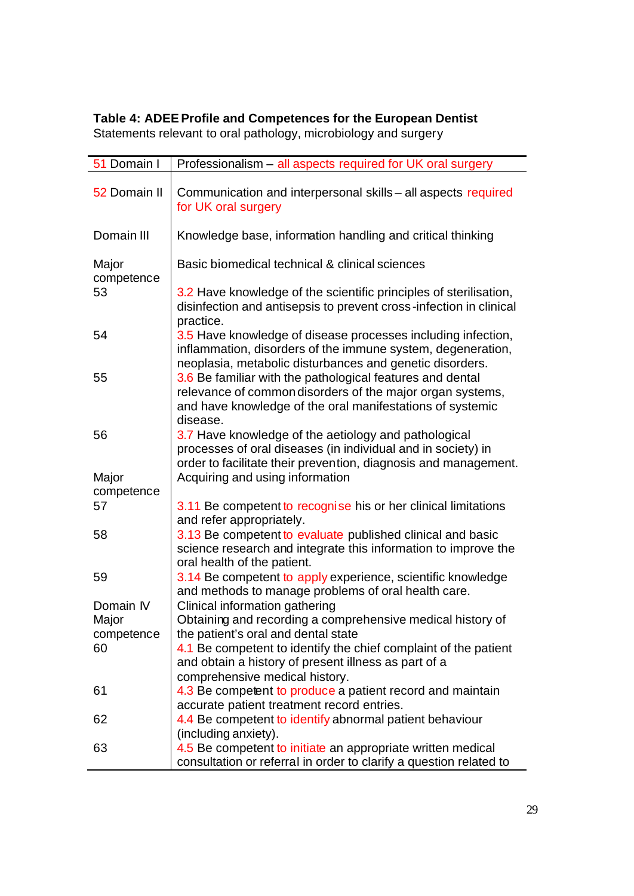**Table 4: ADEE Profile and Competences for the European Dentist**
Statements relevant to oral pathology, microbiology and surgery

| | |
|---|---|
| 51 Domain I | Professionalism – all aspects required for UK oral surgery |
| 52 Domain II | Communication and interpersonal skills – all aspects required for UK oral surgery |
| Domain III | Knowledge base, information handling and critical thinking |
| Major competence | Basic biomedical technical & clinical sciences |
| 53 | 3.2 Have knowledge of the scientific principles of sterilisation, disinfection and antisepsis to prevent cross-infection in clinical practice. |
| 54 | 3.5 Have knowledge of disease processes including infection, inflammation, disorders of the immune system, degeneration, neoplasia, metabolic disturbances and genetic disorders. |
| 55 | 3.6 Be familiar with the pathological features and dental relevance of common disorders of the major organ systems, and have knowledge of the oral manifestations of systemic disease. |
| 56 | 3.7 Have knowledge of the aetiology and pathological processes of oral diseases (in individual and in society) in order to facilitate their prevention, diagnosis and management. |
| Major competence | Acquiring and using information |
| 57 | 3.11 Be competent to recognise his or her clinical limitations and refer appropriately. |
| 58 | 3.13 Be competent to evaluate published clinical and basic science research and integrate this information to improve the oral health of the patient. |
| 59 | 3.14 Be competent to apply experience, scientific knowledge and methods to manage problems of oral health care. |
| Domain IV | Clinical information gathering |
| Major competence | Obtaining and recording a comprehensive medical history of the patient's oral and dental state |
| 60 | 4.1 Be competent to identify the chief complaint of the patient and obtain a history of present illness as part of a comprehensive medical history. |
| 61 | 4.3 Be competent to produce a patient record and maintain accurate patient treatment record entries. |
| 62 | 4.4 Be competent to identify abnormal patient behaviour (including anxiety). |
| 63 | 4.5 Be competent to initiate an appropriate written medical consultation or referral in order to clarify a question related to |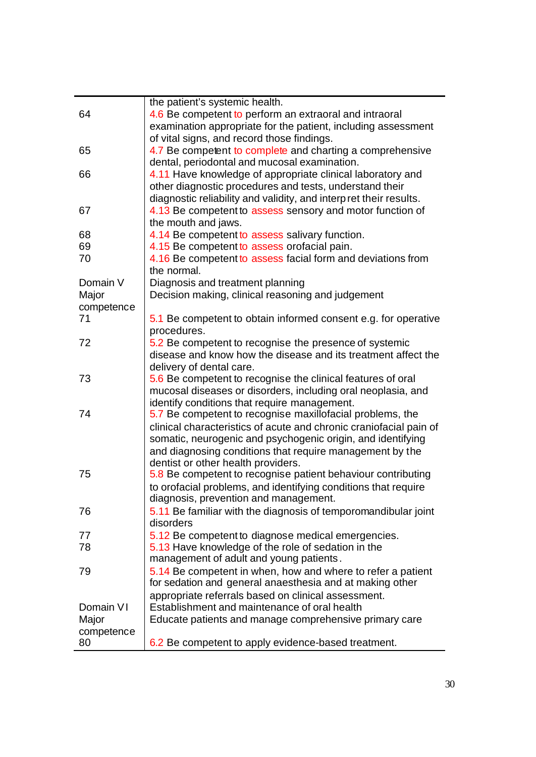| | |
|---|---|
| | the patient's systemic health. |
| 64 | 4.6 Be competent to perform an extraoral and intraoral examination appropriate for the patient, including assessment of vital signs, and record those findings. |
| 65 | 4.7 Be competent to complete and charting a comprehensive dental, periodontal and mucosal examination. |
| 66 | 4.11 Have knowledge of appropriate clinical laboratory and other diagnostic procedures and tests, understand their diagnostic reliability and validity, and interpret their results. |
| 67 | 4.13 Be competent to assess sensory and motor function of the mouth and jaws. |
| 68 | 4.14 Be competent to assess salivary function. |
| 69 | 4.15 Be competent to assess orofacial pain. |
| 70 | 4.16 Be competent to assess facial form and deviations from the normal. |
| Domain V | Diagnosis and treatment planning |
| Major competence | Decision making, clinical reasoning and judgement |
| 71 | 5.1 Be competent to obtain informed consent e.g. for operative procedures. |
| 72 | 5.2 Be competent to recognise the presence of systemic disease and know how the disease and its treatment affect the delivery of dental care. |
| 73 | 5.6 Be competent to recognise the clinical features of oral mucosal diseases or disorders, including oral neoplasia, and identify conditions that require management. |
| 74 | 5.7 Be competent to recognise maxillofacial problems, the clinical characteristics of acute and chronic craniofacial pain of somatic, neurogenic and psychogenic origin, and identifying and diagnosing conditions that require management by the dentist or other health providers. |
| 75 | 5.8 Be competent to recognise patient behaviour contributing to orofacial problems, and identifying conditions that require diagnosis, prevention and management. |
| 76 | 5.11 Be familiar with the diagnosis of temporomandibular joint disorders |
| 77 | 5.12 Be competent to diagnose medical emergencies. |
| 78 | 5.13 Have knowledge of the role of sedation in the management of adult and young patients. |
| 79 | 5.14 Be competent in when, how and where to refer a patient for sedation and general anaesthesia and at making other appropriate referrals based on clinical assessment. |
| Domain VI | Establishment and maintenance of oral health |
| Major competence | Educate patients and manage comprehensive primary care |
| 80 | 6.2 Be competent to apply evidence-based treatment. |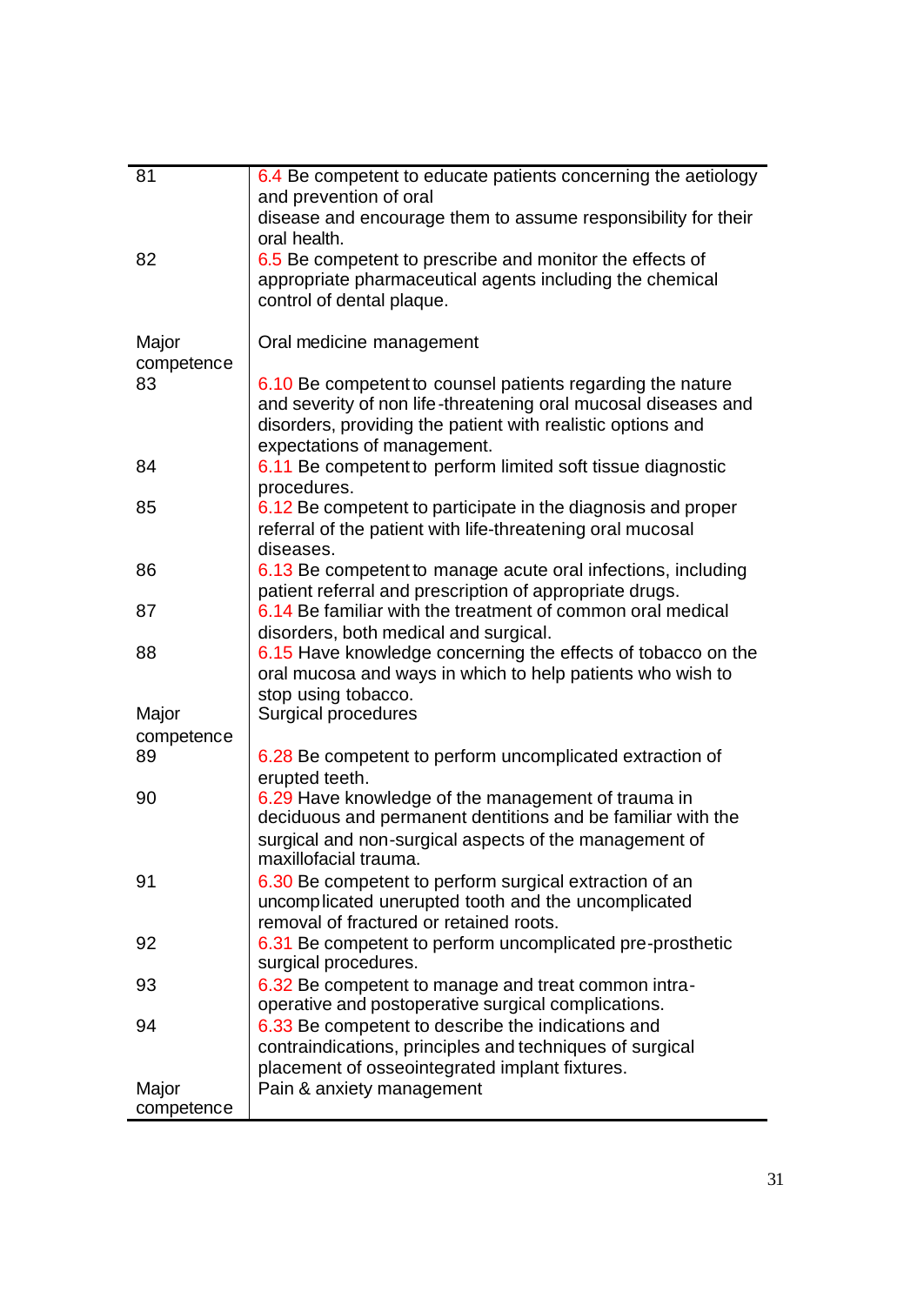| | |
|---|---|
| 81 | 6.4 Be competent to educate patients concerning the aetiology and prevention of oral disease and encourage them to assume responsibility for their oral health. |
| 82 | 6.5 Be competent to prescribe and monitor the effects of appropriate pharmaceutical agents including the chemical control of dental plaque. |
| Major competence | Oral medicine management |
| 83 | 6.10 Be competent to counsel patients regarding the nature and severity of non life-threatening oral mucosal diseases and disorders, providing the patient with realistic options and expectations of management. |
| 84 | 6.11 Be competent to perform limited soft tissue diagnostic procedures. |
| 85 | 6.12 Be competent to participate in the diagnosis and proper referral of the patient with life-threatening oral mucosal diseases. |
| 86 | 6.13 Be competent to manage acute oral infections, including patient referral and prescription of appropriate drugs. |
| 87 | 6.14 Be familiar with the treatment of common oral medical disorders, both medical and surgical. |
| 88 | 6.15 Have knowledge concerning the effects of tobacco on the oral mucosa and ways in which to help patients who wish to stop using tobacco. |
| Major competence | Surgical procedures |
| 89 | 6.28 Be competent to perform uncomplicated extraction of erupted teeth. |
| 90 | 6.29 Have knowledge of the management of trauma in deciduous and permanent dentitions and be familiar with the surgical and non-surgical aspects of the management of maxillofacial trauma. |
| 91 | 6.30 Be competent to perform surgical extraction of an uncomplicated unerupted tooth and the uncomplicated removal of fractured or retained roots. |
| 92 | 6.31 Be competent to perform uncomplicated pre-prosthetic surgical procedures. |
| 93 | 6.32 Be competent to manage and treat common intra-operative and postoperative surgical complications. |
| 94 | 6.33 Be competent to describe the indications and contraindications, principles and techniques of surgical placement of osseointegrated implant fixtures. |
| Major competence | Pain & anxiety management |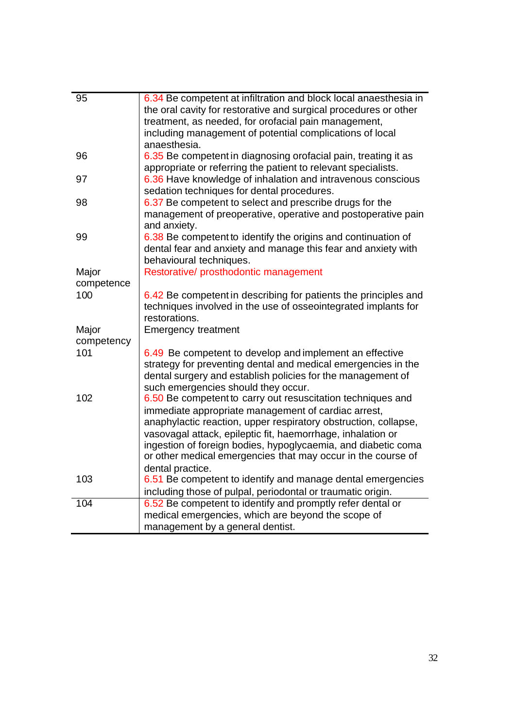| | |
|---|---|
| 95 | 6.34 Be competent at infiltration and block local anaesthesia in the oral cavity for restorative and surgical procedures or other treatment, as needed, for orofacial pain management, including management of potential complications of local anaesthesia. |
| 96 | 6.35 Be competent in diagnosing orofacial pain, treating it as appropriate or referring the patient to relevant specialists. |
| 97 | 6.36 Have knowledge of inhalation and intravenous conscious sedation techniques for dental procedures. |
| 98 | 6.37 Be competent to select and prescribe drugs for the management of preoperative, operative and postoperative pain and anxiety. |
| 99 | 6.38 Be competent to identify the origins and continuation of dental fear and anxiety and manage this fear and anxiety with behavioural techniques. |
| Major competence | Restorative/ prosthodontic management |
| 100 | 6.42 Be competent in describing for patients the principles and techniques involved in the use of osseointegrated implants for restorations. |
| Major competency | Emergency treatment |
| 101 | 6.49 Be competent to develop and implement an effective strategy for preventing dental and medical emergencies in the dental surgery and establish policies for the management of such emergencies should they occur. |
| 102 | 6.50 Be competent to carry out resuscitation techniques and immediate appropriate management of cardiac arrest, anaphylactic reaction, upper respiratory obstruction, collapse, vasovagal attack, epileptic fit, haemorrhage, inhalation or ingestion of foreign bodies, hypoglycaemia, and diabetic coma or other medical emergencies that may occur in the course of dental practice. |
| 103 | 6.51 Be competent to identify and manage dental emergencies including those of pulpal, periodontal or traumatic origin. |
| 104 | 6.52 Be competent to identify and promptly refer dental or medical emergencies, which are beyond the scope of management by a general dentist. |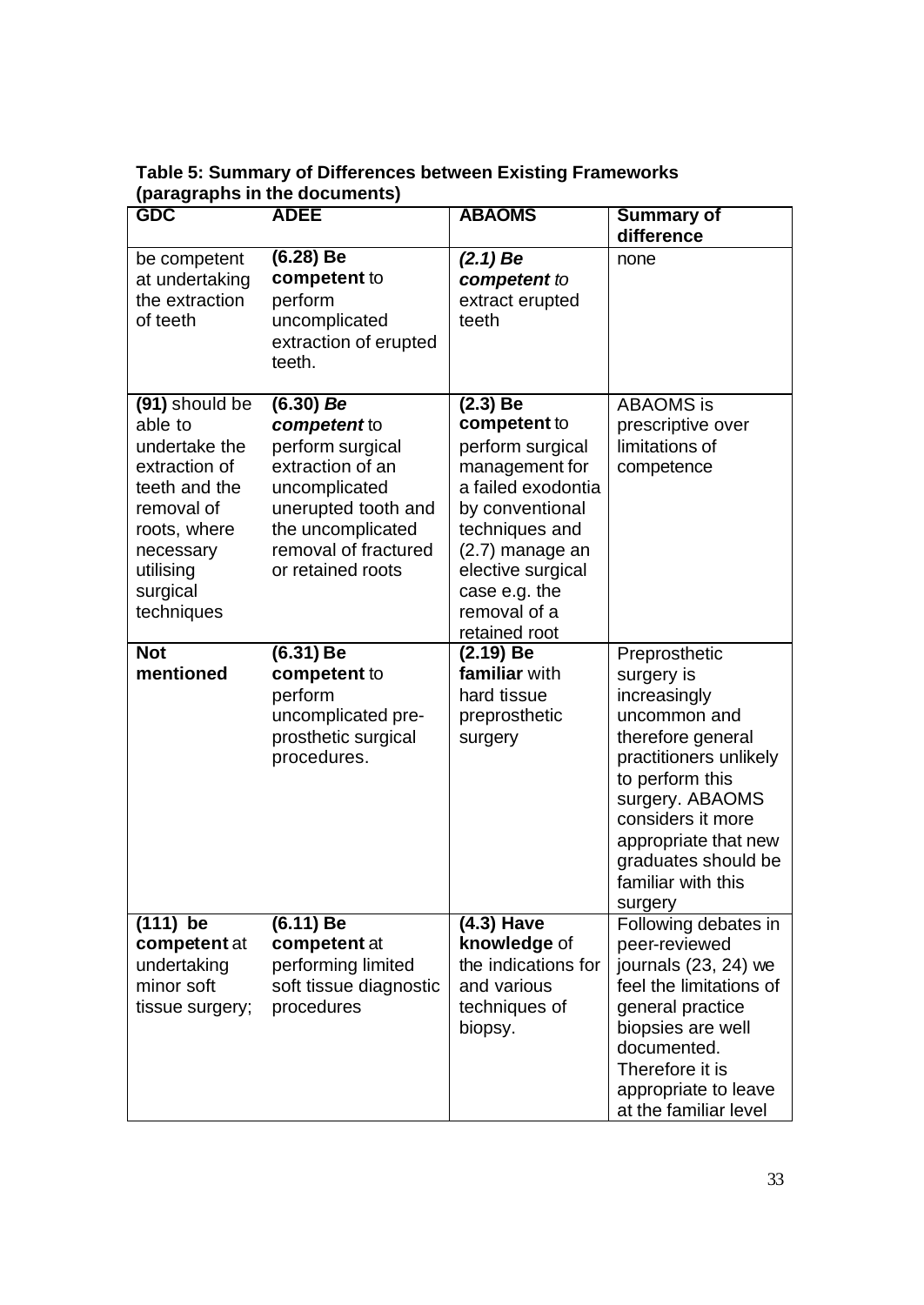**Table 5: Summary of Differences between Existing Frameworks (paragraphs in the documents)**

| GDC | ADEE | ABAOMS | Summary of difference |
|---|---|---|---|
| be competent at undertaking the extraction of teeth | **(6.28) Be competent** to perform uncomplicated extraction of erupted teeth. | ***(2.1) Be competent*** *to* extract erupted teeth | none |
| **(91)** should be able to undertake the extraction of teeth and the removal of roots, where necessary utilising surgical techniques | **(6.30)** ***Be competent*** to perform surgical extraction of an uncomplicated unerupted tooth and the uncomplicated removal of fractured or retained roots | **(2.3) Be competent** to perform surgical management for a failed exodontia by conventional techniques and (2.7) manage an elective surgical case e.g. the removal of a retained root | ABAOMS is prescriptive over limitations of competence |
| **Not mentioned** | **(6.31) Be competent** to perform uncomplicated pre-prosthetic surgical procedures. | **(2.19) Be familiar** with hard tissue preprosthetic surgery | Preprosthetic surgery is increasingly uncommon and therefore general practitioners unlikely to perform this surgery. ABAOMS considers it more appropriate that new graduates should be familiar with this surgery |
| **(111) be competent** at undertaking minor soft tissue surgery; | **(6.11) Be competent** at performing limited soft tissue diagnostic procedures | **(4.3) Have knowledge** of the indications for and various techniques of biopsy. | Following debates in peer-reviewed journals (23, 24) we feel the limitations of general practice biopsies are well documented. Therefore it is appropriate to leave at the familiar level |